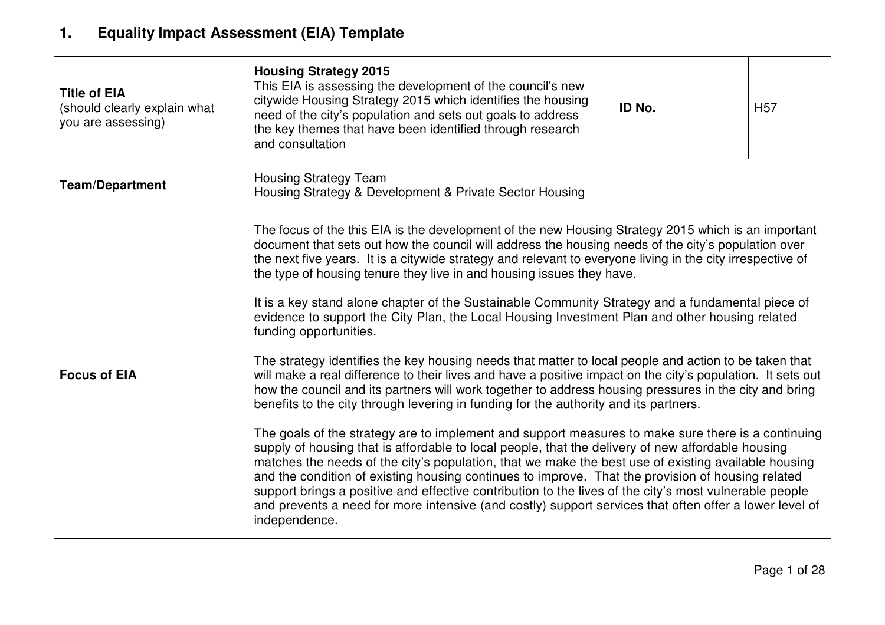# 1. Equality Impact Assessment (EIA) Template

| | | | |
|---|---|---|---|
| **Title of EIA** (should clearly explain what you are assessing) | **Housing Strategy 2015** This EIA is assessing the development of the council's new citywide Housing Strategy 2015 which identifies the housing need of the city's population and sets out goals to address the key themes that have been identified through research and consultation | **ID No.** | H57 |
| **Team/Department** | Housing Strategy Team<br>Housing Strategy & Development & Private Sector Housing | | |
| **Focus of EIA** | The focus of the this EIA is the development of the new Housing Strategy 2015 which is an important document that sets out how the council will address the housing needs of the city's population over the next five years. It is a citywide strategy and relevant to everyone living in the city irrespective of the type of housing tenure they live in and housing issues they have.<br><br>It is a key stand alone chapter of the Sustainable Community Strategy and a fundamental piece of evidence to support the City Plan, the Local Housing Investment Plan and other housing related funding opportunities.<br><br>The strategy identifies the key housing needs that matter to local people and action to be taken that will make a real difference to their lives and have a positive impact on the city's population. It sets out how the council and its partners will work together to address housing pressures in the city and bring benefits to the city through levering in funding for the authority and its partners.<br><br>The goals of the strategy are to implement and support measures to make sure there is a continuing supply of housing that is affordable to local people, that the delivery of new affordable housing matches the needs of the city's population, that we make the best use of existing available housing and the condition of existing housing continues to improve. That the provision of housing related support brings a positive and effective contribution to the lives of the city's most vulnerable people and prevents a need for more intensive (and costly) support services that often offer a lower level of independence. | | |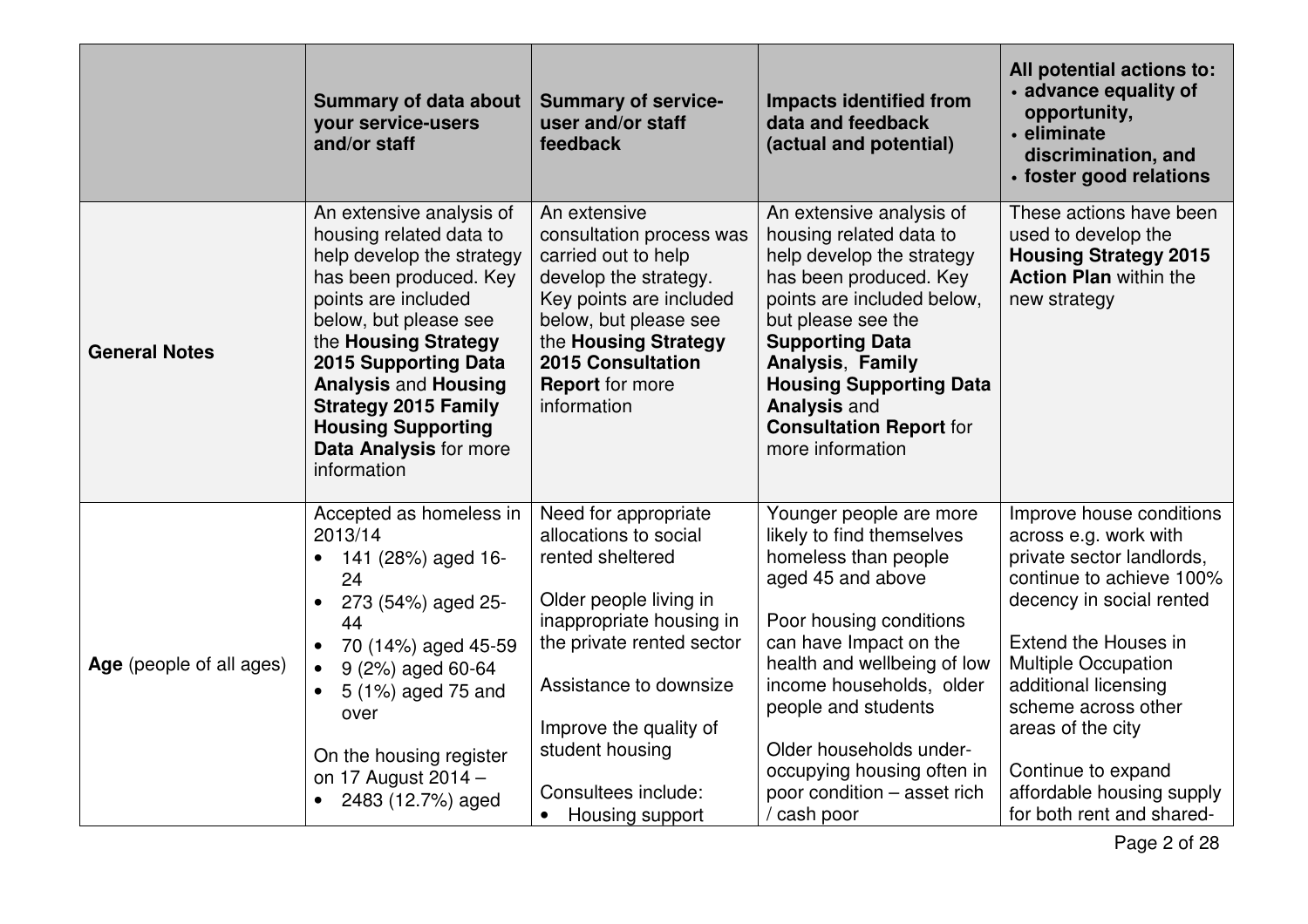| | Summary of data about your service-users and/or staff | Summary of service-user and/or staff feedback | Impacts identified from data and feedback (actual and potential) | All potential actions to: • advance equality of opportunity, • eliminate discrimination, and • foster good relations |
|---|---|---|---|---|
| **General Notes** | An extensive analysis of housing related data to help develop the strategy has been produced. Key points are included below, but please see the **Housing Strategy 2015 Supporting Data Analysis** and **Housing Strategy 2015 Family Housing Supporting Data Analysis** for more information | An extensive consultation process was carried out to help develop the strategy. Key points are included below, but please see the **Housing Strategy 2015 Consultation Report** for more information | An extensive analysis of housing related data to help develop the strategy has been produced. Key points are included below, but please see the **Supporting Data Analysis**, **Family Housing Supporting Data Analysis** and **Consultation Report** for more information | These actions have been used to develop the **Housing Strategy 2015 Action Plan** within the new strategy |
| **Age** (people of all ages) | Accepted as homeless in 2013/14<br>• 141 (28%) aged 16-24<br>• 273 (54%) aged 25-44<br>• 70 (14%) aged 45-59<br>• 9 (2%) aged 60-64<br>• 5 (1%) aged 75 and over<br><br>On the housing register on 17 August 2014 –<br>• 2483 (12.7%) aged | Need for appropriate allocations to social rented sheltered<br><br>Older people living in inappropriate housing in the private rented sector<br><br>Assistance to downsize<br><br>Improve the quality of student housing<br><br>Consultees include:<br>• Housing support | Younger people are more likely to find themselves homeless than people aged 45 and above<br><br>Poor housing conditions can have Impact on the health and wellbeing of low income households, older people and students<br><br>Older households under-occupying housing often in poor condition – asset rich / cash poor | Improve house conditions across e.g. work with private sector landlords, continue to achieve 100% decency in social rented<br><br>Extend the Houses in Multiple Occupation additional licensing scheme across other areas of the city<br><br>Continue to expand affordable housing supply for both rent and shared- |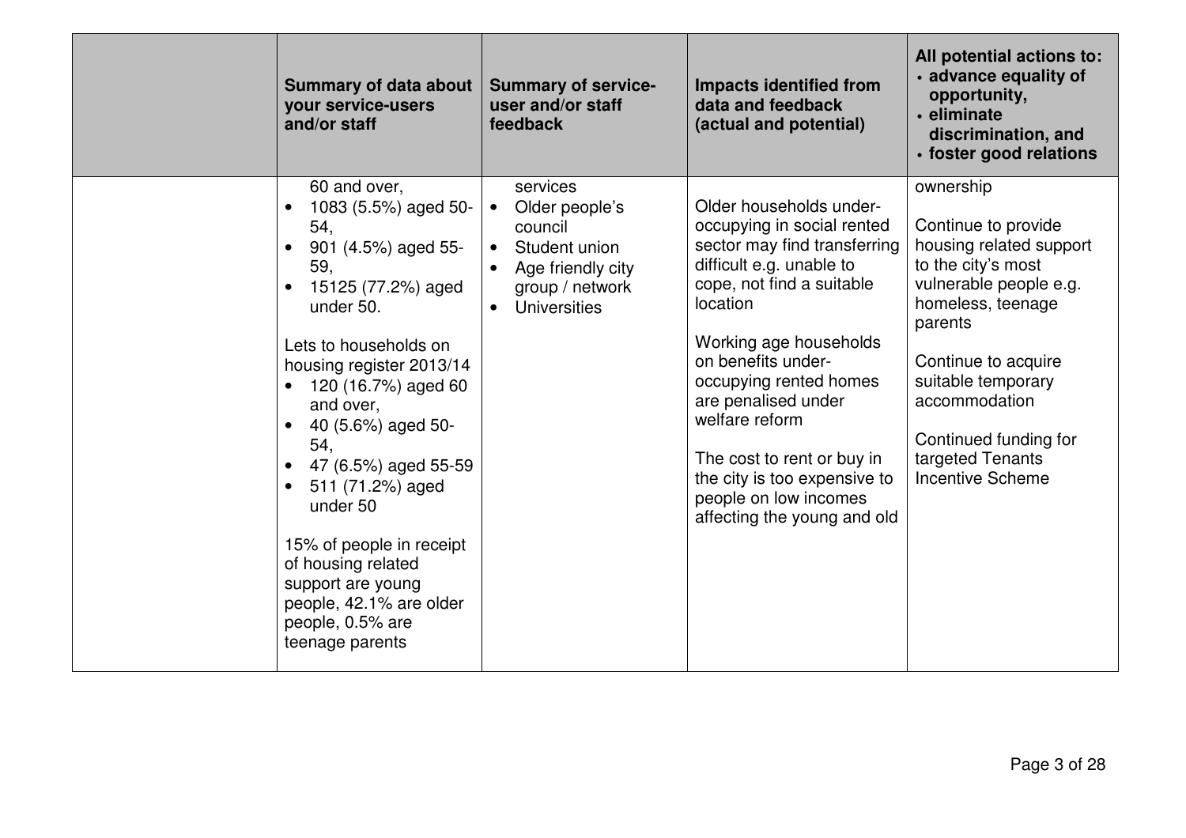| | Summary of data about your service-users and/or staff | Summary of service-user and/or staff feedback | Impacts identified from data and feedback (actual and potential) | All potential actions to: • advance equality of opportunity, • eliminate discrimination, and • foster good relations |
|---|---|---|---|---|
| | 60 and over,<br>• 1083 (5.5%) aged 50-54,<br>• 901 (4.5%) aged 55-59,<br>• 15125 (77.2%) aged under 50.<br><br>Lets to households on housing register 2013/14<br>• 120 (16.7%) aged 60 and over,<br>• 40 (5.6%) aged 50-54,<br>• 47 (6.5%) aged 55-59<br>• 511 (71.2%) aged under 50<br><br>15% of people in receipt of housing related support are young people, 42.1% are older people, 0.5% are teenage parents | services<br>• Older people's council<br>• Student union<br>• Age friendly city group / network<br>• Universities | Older households under-occupying in social rented sector may find transferring difficult e.g. unable to cope, not find a suitable location<br><br>Working age households on benefits under-occupying rented homes are penalised under welfare reform<br><br>The cost to rent or buy in the city is too expensive to people on low incomes affecting the young and old | ownership<br><br>Continue to provide housing related support to the city's most vulnerable people e.g. homeless, teenage parents<br><br>Continue to acquire suitable temporary accommodation<br><br>Continued funding for targeted Tenants Incentive Scheme |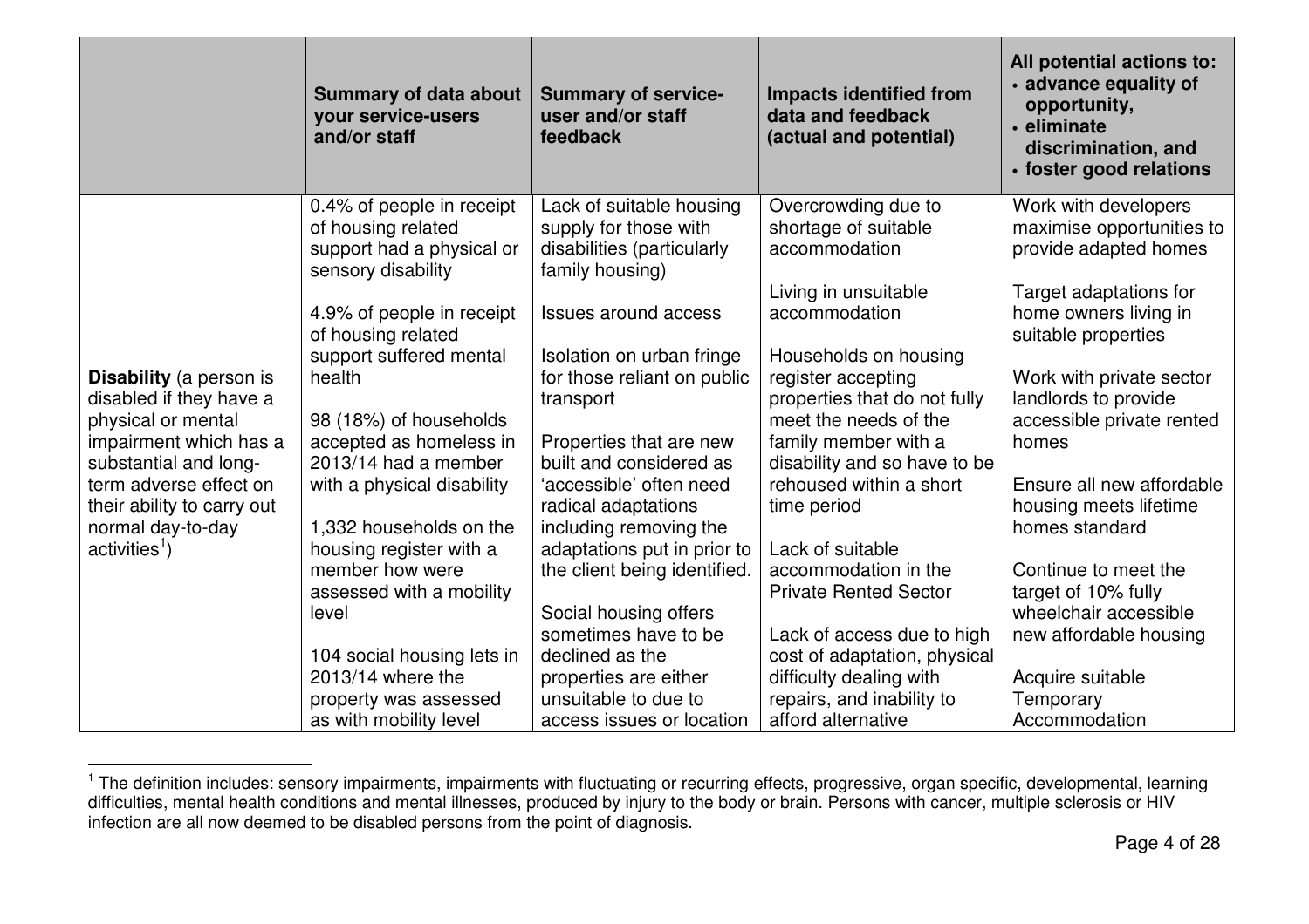| | Summary of data about your service-users and/or staff | Summary of service-user and/or staff feedback | Impacts identified from data and feedback (actual and potential) | All potential actions to: • advance equality of opportunity, • eliminate discrimination, and • foster good relations |
|---|---|---|---|---|
| **Disability** (a person is disabled if they have a physical or mental impairment which has a substantial and long-term adverse effect on their ability to carry out normal day-to-day activities[1]) | 0.4% of people in receipt of housing related support had a physical or sensory disability<br><br>4.9% of people in receipt of housing related support suffered mental health<br><br>98 (18%) of households accepted as homeless in 2013/14 had a member with a physical disability<br><br>1,332 households on the housing register with a member how were assessed with a mobility level<br><br>104 social housing lets in 2013/14 where the property was assessed as with mobility level | Lack of suitable housing supply for those with disabilities (particularly family housing)<br><br>Issues around access<br><br>Isolation on urban fringe for those reliant on public transport<br><br>Properties that are new built and considered as 'accessible' often need radical adaptations including removing the adaptations put in prior to the client being identified.<br><br>Social housing offers sometimes have to be declined as the properties are either unsuitable to due to access issues or location | Overcrowding due to shortage of suitable accommodation<br><br>Living in unsuitable accommodation<br><br>Households on housing register accepting properties that do not fully meet the needs of the family member with a disability and so have to be rehoused within a short time period<br><br>Lack of suitable accommodation in the Private Rented Sector<br><br>Lack of access due to high cost of adaptation, physical difficulty dealing with repairs, and inability to afford alternative | Work with developers maximise opportunities to provide adapted homes<br><br>Target adaptations for home owners living in suitable properties<br><br>Work with private sector landlords to provide accessible private rented homes<br><br>Ensure all new affordable housing meets lifetime homes standard<br><br>Continue to meet the target of 10% fully wheelchair accessible new affordable housing<br><br>Acquire suitable Temporary Accommodation |

[1] The definition includes: sensory impairments, impairments with fluctuating or recurring effects, progressive, organ specific, developmental, learning difficulties, mental health conditions and mental illnesses, produced by injury to the body or brain. Persons with cancer, multiple sclerosis or HIV infection are all now deemed to be disabled persons from the point of diagnosis.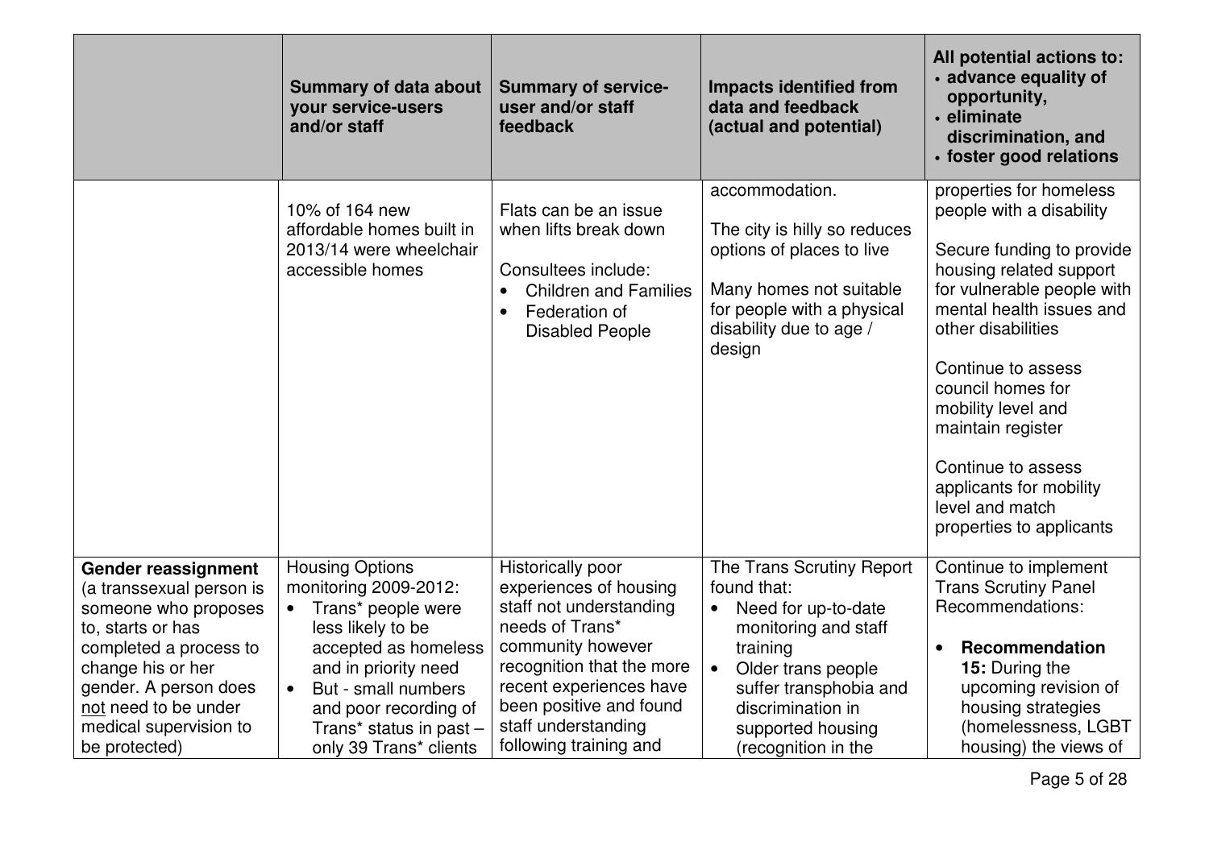| | Summary of data about your service-users and/or staff | Summary of service-user and/or staff feedback | Impacts identified from data and feedback (actual and potential) | All potential actions to: • advance equality of opportunity, • eliminate discrimination, and • foster good relations |
|---|---|---|---|---|
| | 10% of 164 new affordable homes built in 2013/14 were wheelchair accessible homes | Flats can be an issue when lifts break down<br><br>Consultees include:<br>• Children and Families<br>• Federation of Disabled People | accommodation.<br><br>The city is hilly so reduces options of places to live<br><br>Many homes not suitable for people with a physical disability due to age / design | properties for homeless people with a disability<br><br>Secure funding to provide housing related support for vulnerable people with mental health issues and other disabilities<br><br>Continue to assess council homes for mobility level and maintain register<br><br>Continue to assess applicants for mobility level and match properties to applicants |
| **Gender reassignment** (a transsexual person is someone who proposes to, starts or has completed a process to change his or her gender. A person does not need to be under medical supervision to be protected) | Housing Options monitoring 2009-2012:<br>• Trans* people were less likely to be accepted as homeless and in priority need<br>• But - small numbers and poor recording of Trans* status in past – only 39 Trans* clients | Historically poor experiences of housing staff not understanding needs of Trans* community however recognition that the more recent experiences have been positive and found staff understanding following training and | The Trans Scrutiny Report found that:<br>• Need for up-to-date monitoring and staff training<br>• Older trans people suffer transphobia and discrimination in supported housing (recognition in the | Continue to implement Trans Scrutiny Panel Recommendations:<br><br>• **Recommendation 15:** During the upcoming revision of housing strategies (homelessness, LGBT housing) the views of |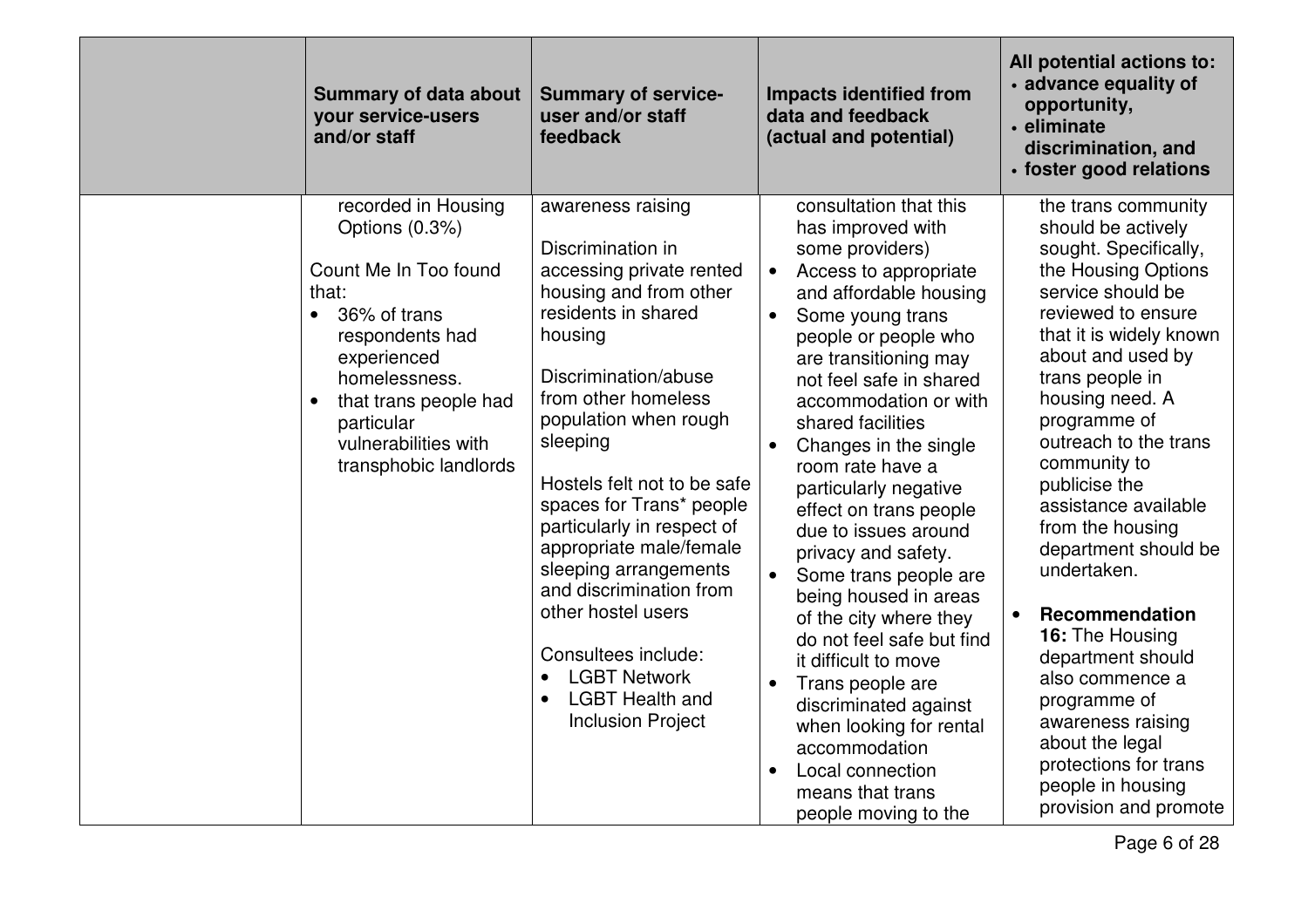| | Summary of data about your service-users and/or staff | Summary of service-user and/or staff feedback | Impacts identified from data and feedback (actual and potential) | All potential actions to: • advance equality of opportunity, • eliminate discrimination, and • foster good relations |
|---|---|---|---|---|
| | recorded in Housing Options (0.3%)<br><br>Count Me In Too found that:<br>• 36% of trans respondents had experienced homelessness.<br>• that trans people had particular vulnerabilities with transphobic landlords | awareness raising<br><br>Discrimination in accessing private rented housing and from other residents in shared housing<br><br>Discrimination/abuse from other homeless population when rough sleeping<br><br>Hostels felt not to be safe spaces for Trans* people particularly in respect of appropriate male/female sleeping arrangements and discrimination from other hostel users<br><br>Consultees include:<br>• LGBT Network<br>• LGBT Health and Inclusion Project | consultation that this has improved with some providers)<br>• Access to appropriate and affordable housing<br>• Some young trans people or people who are transitioning may not feel safe in shared accommodation or with shared facilities<br>• Changes in the single room rate have a particularly negative effect on trans people due to issues around privacy and safety.<br>• Some trans people are being housed in areas of the city where they do not feel safe but find it difficult to move<br>• Trans people are discriminated against when looking for rental accommodation<br>• Local connection means that trans people moving to the | the trans community should be actively sought. Specifically, the Housing Options service should be reviewed to ensure that it is widely known about and used by trans people in housing need. A programme of outreach to the trans community to publicise the assistance available from the housing department should be undertaken.<br><br>• **Recommendation 16:** The Housing department should also commence a programme of awareness raising about the legal protections for trans people in housing provision and promote |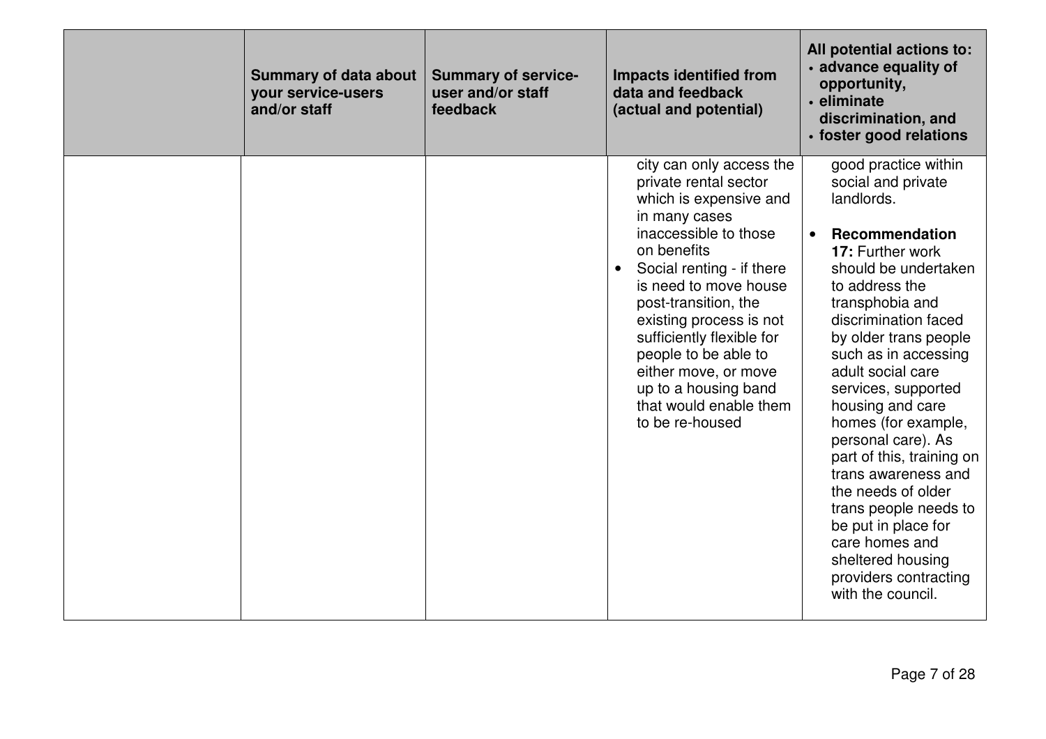| | Summary of data about your service-users and/or staff | Summary of service-user and/or staff feedback | Impacts identified from data and feedback (actual and potential) | All potential actions to: • advance equality of opportunity, • eliminate discrimination, and • foster good relations |
|---|---|---|---|---|
| | | | city can only access the private rental sector which is expensive and in many cases inaccessible to those on benefits<br>• Social renting - if there is need to move house post-transition, the existing process is not sufficiently flexible for people to be able to either move, or move up to a housing band that would enable them to be re-housed | good practice within social and private landlords.<br>• **Recommendation 17:** Further work should be undertaken to address the transphobia and discrimination faced by older trans people such as in accessing adult social care services, supported housing and care homes (for example, personal care). As part of this, training on trans awareness and the needs of older trans people needs to be put in place for care homes and sheltered housing providers contracting with the council. |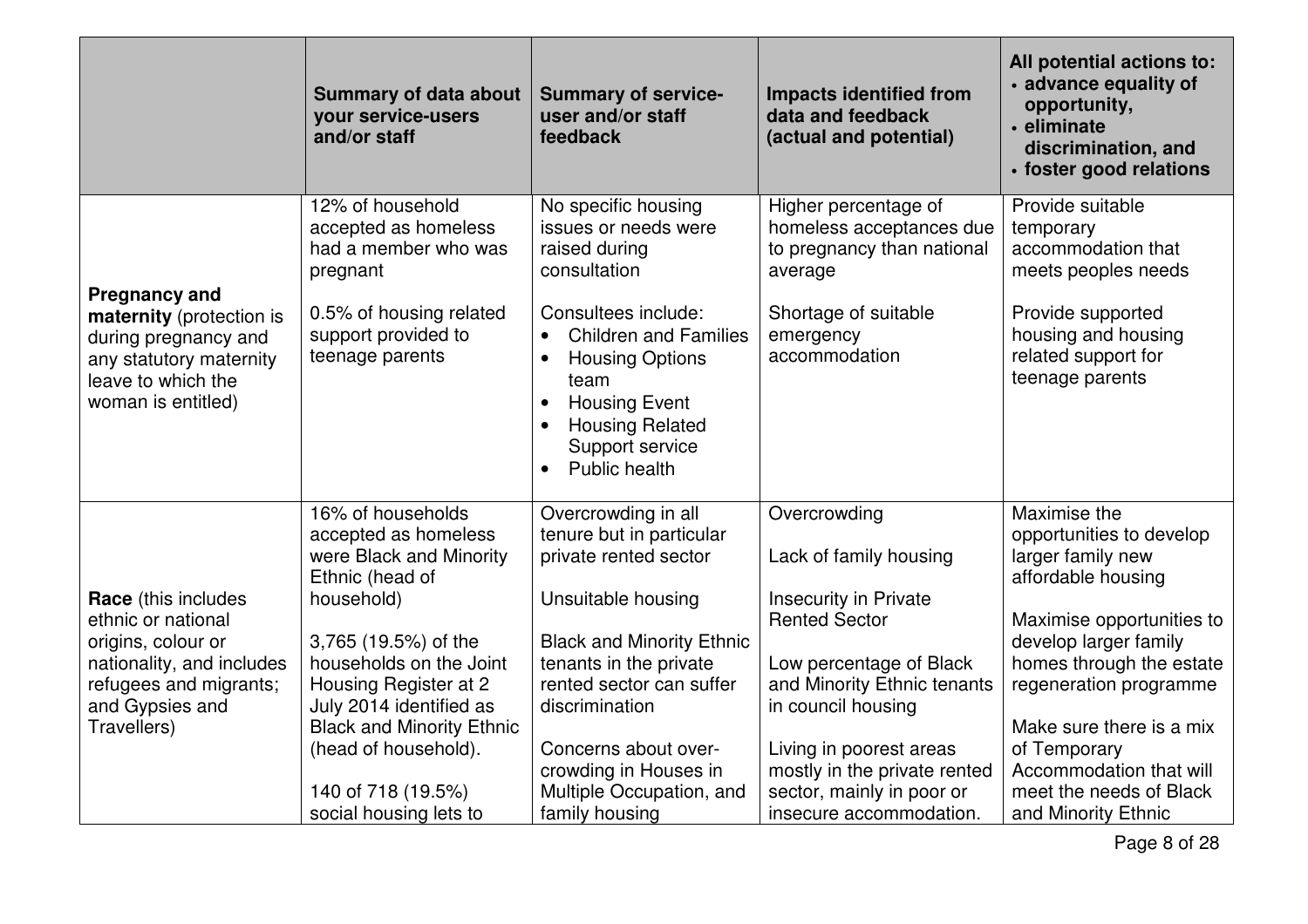| | Summary of data about your service-users and/or staff | Summary of service-user and/or staff feedback | Impacts identified from data and feedback (actual and potential) | All potential actions to: • advance equality of opportunity, • eliminate discrimination, and • foster good relations |
|---|---|---|---|---|
| **Pregnancy and maternity** (protection is during pregnancy and any statutory maternity leave to which the woman is entitled) | 12% of household accepted as homeless had a member who was pregnant<br><br>0.5% of housing related support provided to teenage parents | No specific housing issues or needs were raised during consultation<br><br>Consultees include:<br>• Children and Families<br>• Housing Options team<br>• Housing Event<br>• Housing Related Support service<br>• Public health | Higher percentage of homeless acceptances due to pregnancy than national average<br><br>Shortage of suitable emergency accommodation | Provide suitable temporary accommodation that meets peoples needs<br><br>Provide supported housing and housing related support for teenage parents |
| **Race** (this includes ethnic or national origins, colour or nationality, and includes refugees and migrants; and Gypsies and Travellers) | 16% of households accepted as homeless were Black and Minority Ethnic (head of household)<br><br>3,765 (19.5%) of the households on the Joint Housing Register at 2 July 2014 identified as Black and Minority Ethnic (head of household).<br><br>140 of 718 (19.5%) social housing lets to | Overcrowding in all tenure but in particular private rented sector<br><br>Unsuitable housing<br><br>Black and Minority Ethnic tenants in the private rented sector can suffer discrimination<br><br>Concerns about over-crowding in Houses in Multiple Occupation, and family housing | Overcrowding<br><br>Lack of family housing<br><br>Insecurity in Private Rented Sector<br><br>Low percentage of Black and Minority Ethnic tenants in council housing<br><br>Living in poorest areas mostly in the private rented sector, mainly in poor or insecure accommodation. | Maximise the opportunities to develop larger family new affordable housing<br><br>Maximise opportunities to develop larger family homes through the estate regeneration programme<br><br>Make sure there is a mix of Temporary Accommodation that will meet the needs of Black and Minority Ethnic |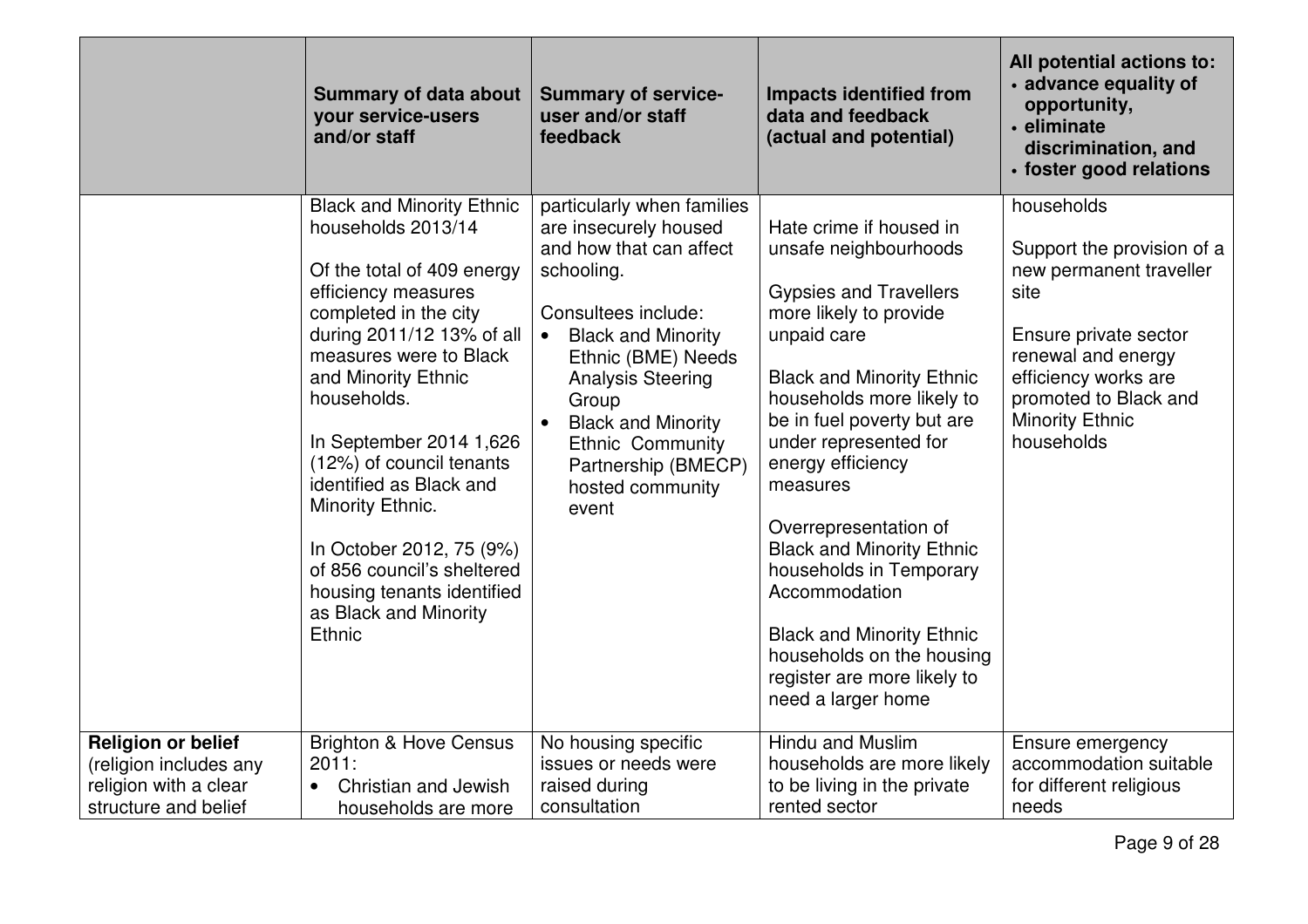| | Summary of data about your service-users and/or staff | Summary of service-user and/or staff feedback | Impacts identified from data and feedback (actual and potential) | All potential actions to: • advance equality of opportunity, • eliminate discrimination, and • foster good relations |
|---|---|---|---|---|
| | Black and Minority Ethnic households 2013/14<br><br>Of the total of 409 energy efficiency measures completed in the city during 2011/12 13% of all measures were to Black and Minority Ethnic households.<br><br>In September 2014 1,626 (12%) of council tenants identified as Black and Minority Ethnic.<br><br>In October 2012, 75 (9%) of 856 council's sheltered housing tenants identified as Black and Minority Ethnic | particularly when families are insecurely housed and how that can affect schooling.<br><br>Consultees include:<br>• Black and Minority Ethnic (BME) Needs Analysis Steering Group<br>• Black and Minority Ethnic Community Partnership (BMECP) hosted community event | Hate crime if housed in unsafe neighbourhoods<br><br>Gypsies and Travellers more likely to provide unpaid care<br><br>Black and Minority Ethnic households more likely to be in fuel poverty but are under represented for energy efficiency measures<br><br>Overrepresentation of Black and Minority Ethnic households in Temporary Accommodation<br><br>Black and Minority Ethnic households on the housing register are more likely to need a larger home | households<br><br>Support the provision of a new permanent traveller site<br><br>Ensure private sector renewal and energy efficiency works are promoted to Black and Minority Ethnic households |
| **Religion or belief** (religion includes any religion with a clear structure and belief | Brighton & Hove Census 2011:<br>• Christian and Jewish households are more | No housing specific issues or needs were raised during consultation | Hindu and Muslim households are more likely to be living in the private rented sector | Ensure emergency accommodation suitable for different religious needs |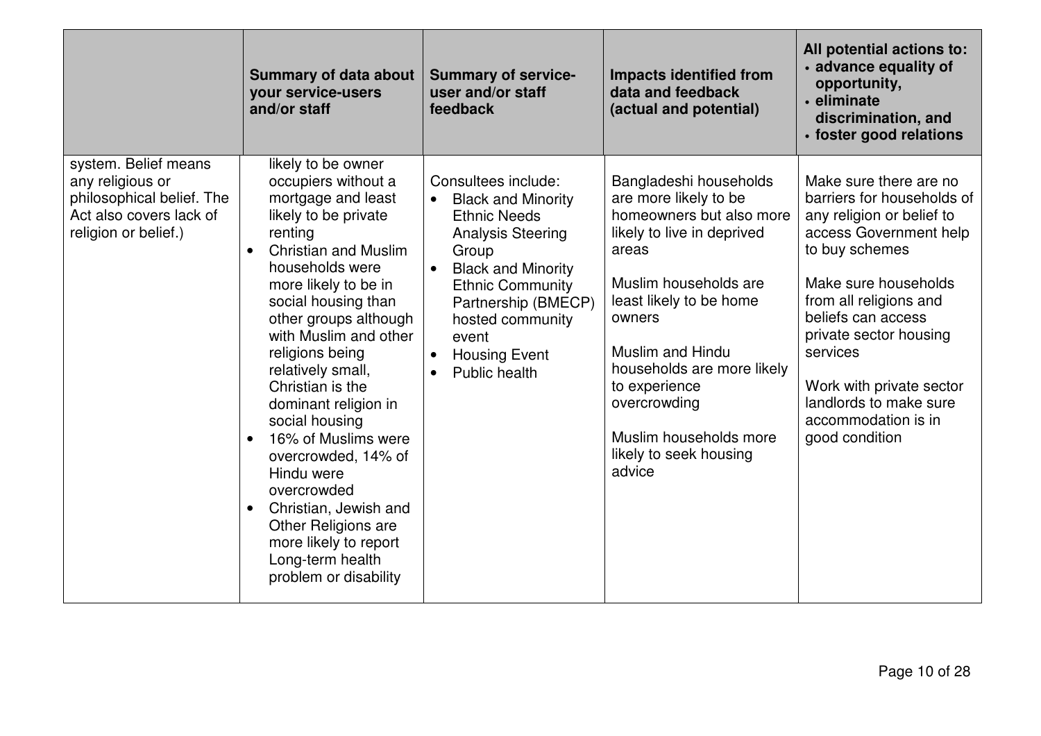| | Summary of data about your service-users and/or staff | Summary of service-user and/or staff feedback | Impacts identified from data and feedback (actual and potential) | All potential actions to: • advance equality of opportunity, • eliminate discrimination, and • foster good relations |
|---|---|---|---|---|
| system. Belief means any religious or philosophical belief. The Act also covers lack of religion or belief.) | likely to be owner occupiers without a mortgage and least likely to be private renting<br>• Christian and Muslim households were more likely to be in social housing than other groups although with Muslim and other religions being relatively small, Christian is the dominant religion in social housing<br>• 16% of Muslims were overcrowded, 14% of Hindu were overcrowded<br>• Christian, Jewish and Other Religions are more likely to report Long-term health problem or disability | Consultees include:<br>• Black and Minority Ethnic Needs Analysis Steering Group<br>• Black and Minority Ethnic Community Partnership (BMECP) hosted community event<br>• Housing Event<br>• Public health | Bangladeshi households are more likely to be homeowners but also more likely to live in deprived areas<br><br>Muslim households are least likely to be home owners<br><br>Muslim and Hindu households are more likely to experience overcrowding<br><br>Muslim households more likely to seek housing advice | Make sure there are no barriers for households of any religion or belief to access Government help to buy schemes<br><br>Make sure households from all religions and beliefs can access private sector housing services<br><br>Work with private sector landlords to make sure accommodation is in good condition |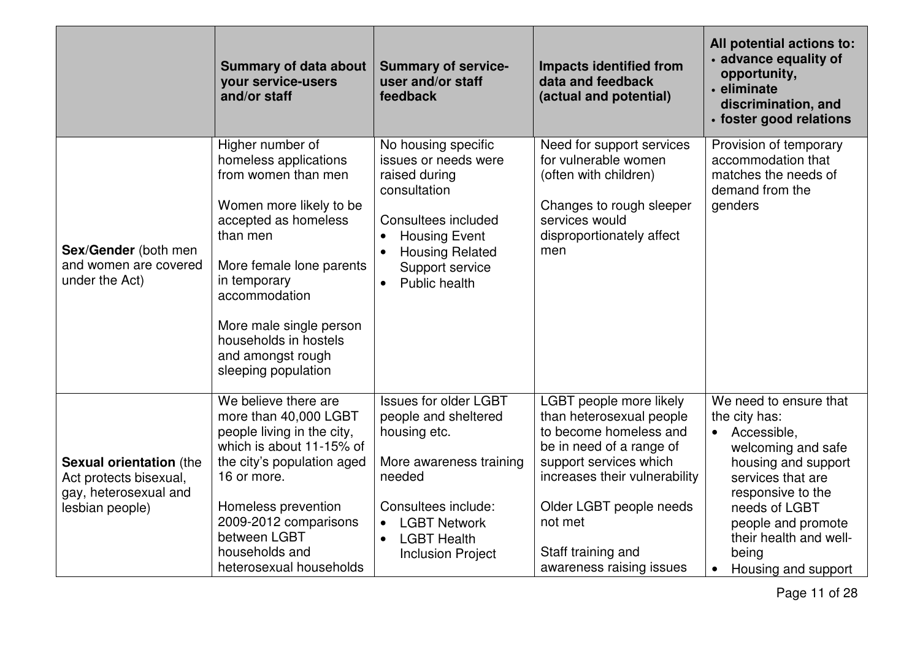| | Summary of data about your service-users and/or staff | Summary of service-user and/or staff feedback | Impacts identified from data and feedback (actual and potential) | All potential actions to: • advance equality of opportunity, • eliminate discrimination, and • foster good relations |
|---|---|---|---|---|
| **Sex/Gender** (both men and women are covered under the Act) | Higher number of homeless applications from women than men<br><br>Women more likely to be accepted as homeless than men<br><br>More female lone parents in temporary accommodation<br><br>More male single person households in hostels and amongst rough sleeping population | No housing specific issues or needs were raised during consultation<br><br>Consultees included<br>• Housing Event<br>• Housing Related Support service<br>• Public health | Need for support services for vulnerable women (often with children)<br><br>Changes to rough sleeper services would disproportionately affect men | Provision of temporary accommodation that matches the needs of demand from the genders |
| **Sexual orientation** (the Act protects bisexual, gay, heterosexual and lesbian people) | We believe there are more than 40,000 LGBT people living in the city, which is about 11-15% of the city's population aged 16 or more.<br><br>Homeless prevention 2009-2012 comparisons between LGBT households and heterosexual households | Issues for older LGBT people and sheltered housing etc.<br><br>More awareness training needed<br><br>Consultees include:<br>• LGBT Network<br>• LGBT Health Inclusion Project | LGBT people more likely than heterosexual people to become homeless and be in need of a range of support services which increases their vulnerability<br><br>Older LGBT people needs not met<br><br>Staff training and awareness raising issues | We need to ensure that the city has:<br>• Accessible, welcoming and safe housing and support services that are responsive to the needs of LGBT people and promote their health and well-being<br>• Housing and support |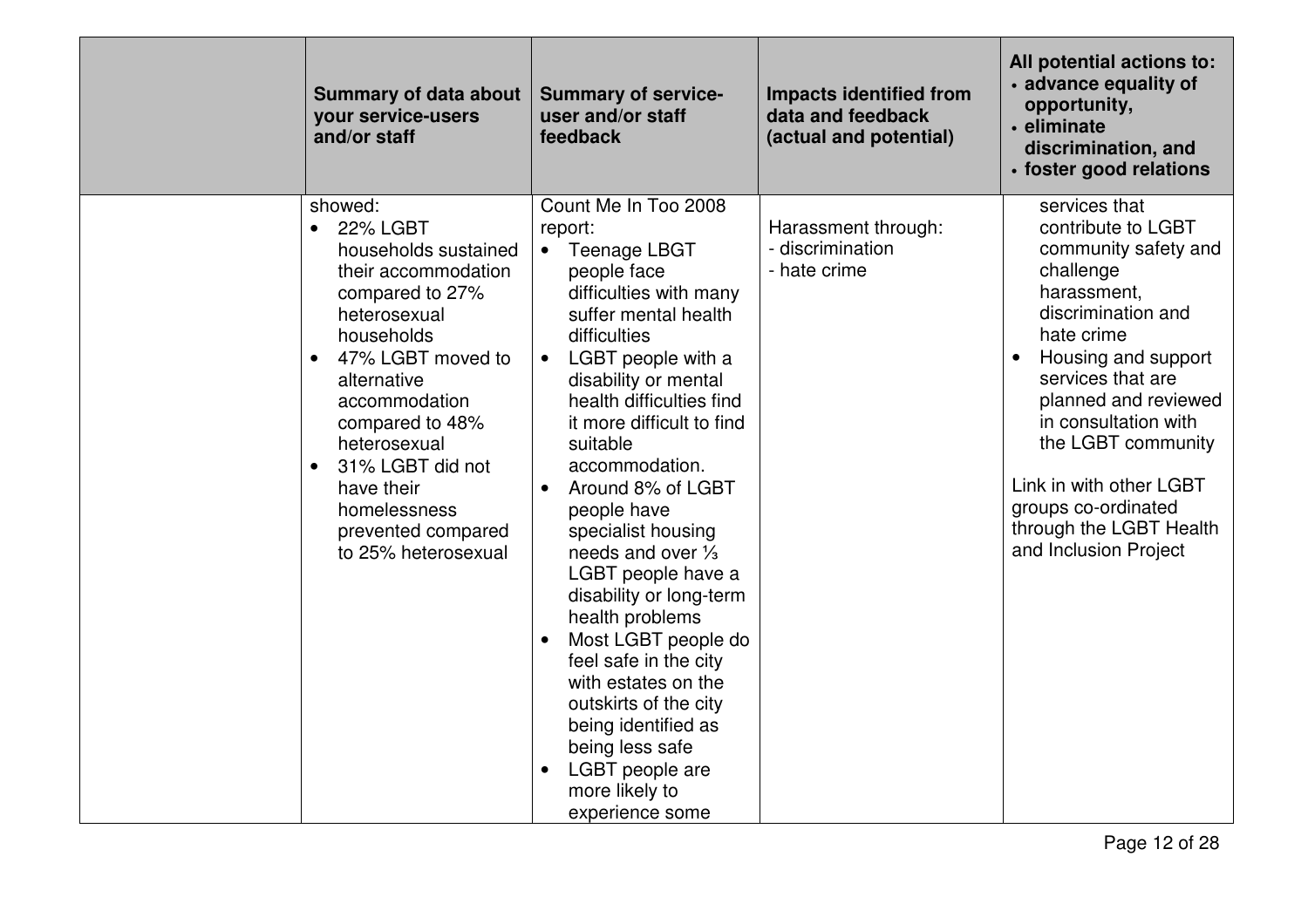| | Summary of data about your service-users and/or staff | Summary of service-user and/or staff feedback | Impacts identified from data and feedback (actual and potential) | All potential actions to: • advance equality of opportunity, • eliminate discrimination, and • foster good relations |
|---|---|---|---|---|
| | showed: • 22% LGBT households sustained their accommodation compared to 27% heterosexual households • 47% LGBT moved to alternative accommodation compared to 48% heterosexual • 31% LGBT did not have their homelessness prevented compared to 25% heterosexual | Count Me In Too 2008 report: • Teenage LBGT people face difficulties with many suffer mental health difficulties • LGBT people with a disability or mental health difficulties find it more difficult to find suitable accommodation. • Around 8% of LGBT people have specialist housing needs and over ⅓ LGBT people have a disability or long-term health problems • Most LGBT people do feel safe in the city with estates on the outskirts of the city being identified as being less safe • LGBT people are more likely to experience some | Harassment through: - discrimination - hate crime | services that contribute to LGBT community safety and challenge harassment, discrimination and hate crime • Housing and support services that are planned and reviewed in consultation with the LGBT community Link in with other LGBT groups co-ordinated through the LGBT Health and Inclusion Project |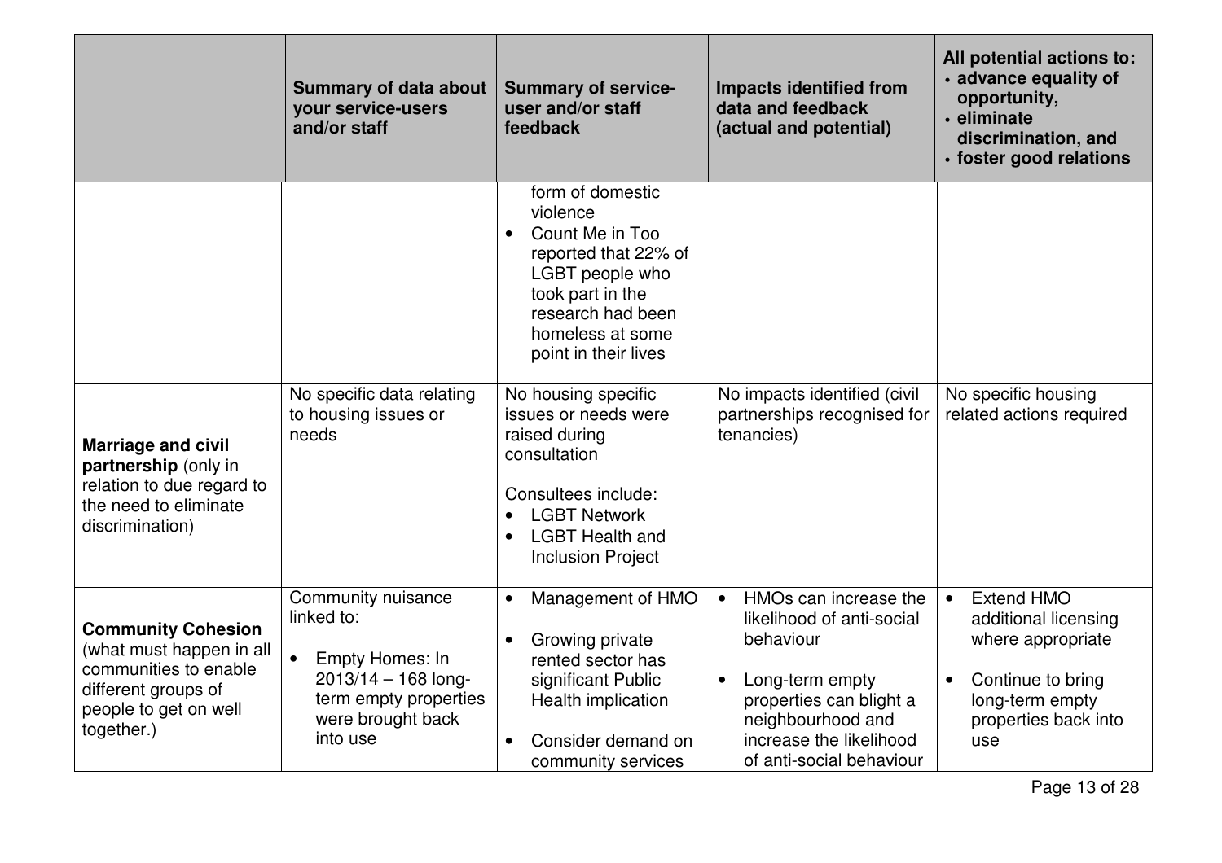| | Summary of data about your service-users and/or staff | Summary of service-user and/or staff feedback | Impacts identified from data and feedback (actual and potential) | All potential actions to: • advance equality of opportunity, • eliminate discrimination, and • foster good relations |
|---|---|---|---|---|
| | | form of domestic violence<br>• Count Me in Too reported that 22% of LGBT people who took part in the research had been homeless at some point in their lives | | |
| **Marriage and civil partnership** (only in relation to due regard to the need to eliminate discrimination) | No specific data relating to housing issues or needs | No housing specific issues or needs were raised during consultation<br><br>Consultees include:<br>• LGBT Network<br>• LGBT Health and Inclusion Project | No impacts identified (civil partnerships recognised for tenancies) | No specific housing related actions required |
| **Community Cohesion** (what must happen in all communities to enable different groups of people to get on well together.) | Community nuisance linked to:<br><br>• Empty Homes: In 2013/14 – 168 long-term empty properties were brought back into use | • Management of HMO<br><br>• Growing private rented sector has significant Public Health implication<br><br>• Consider demand on community services | • HMOs can increase the likelihood of anti-social behaviour<br><br>• Long-term empty properties can blight a neighbourhood and increase the likelihood of anti-social behaviour | • Extend HMO additional licensing where appropriate<br><br>• Continue to bring long-term empty properties back into use |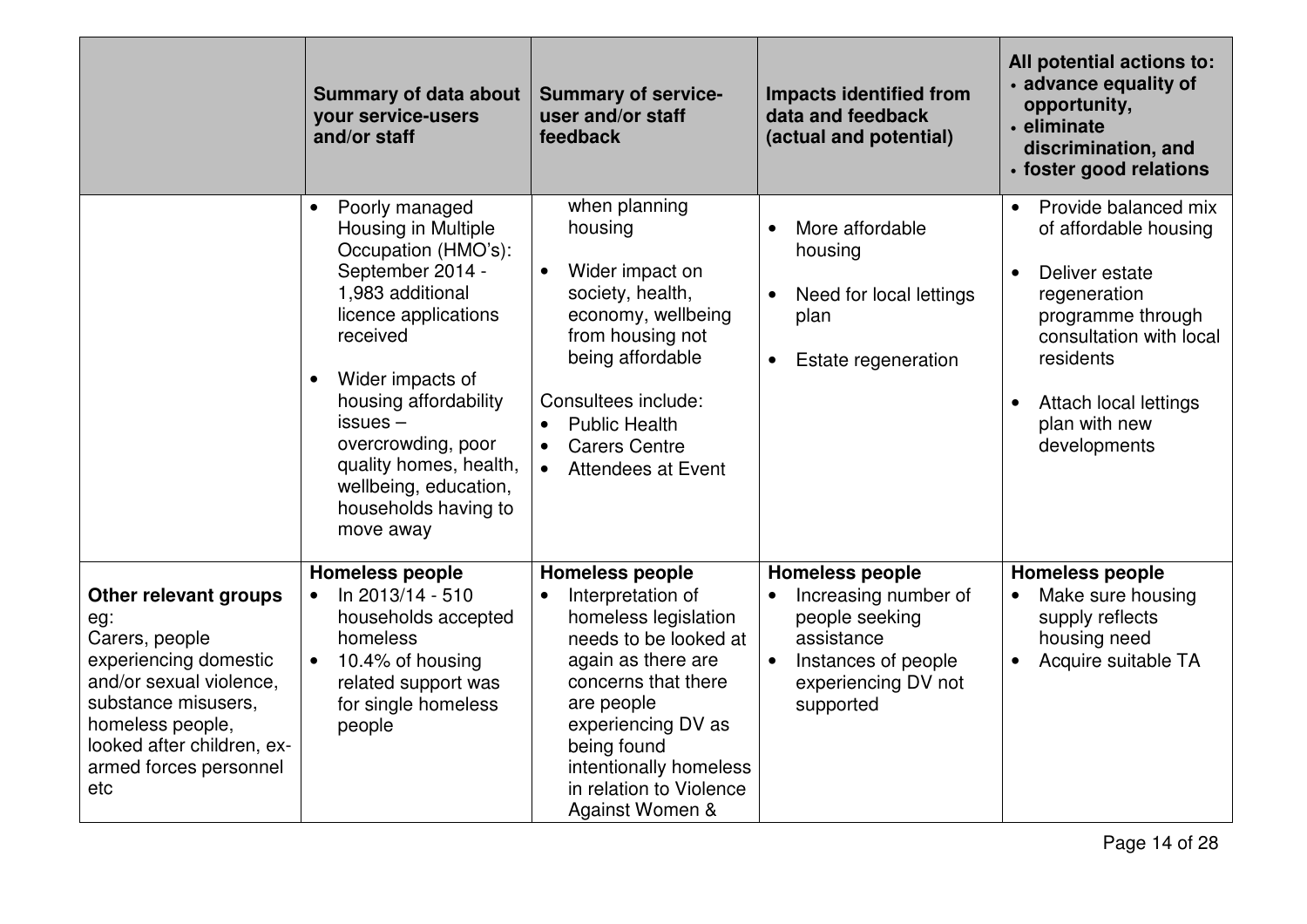| | Summary of data about your service-users and/or staff | Summary of service-user and/or staff feedback | Impacts identified from data and feedback (actual and potential) | All potential actions to: • advance equality of opportunity, • eliminate discrimination, and • foster good relations |
|---|---|---|---|---|
| | • Poorly managed Housing in Multiple Occupation (HMO's): September 2014 - 1,983 additional licence applications received<br>• Wider impacts of housing affordability issues – overcrowding, poor quality homes, health, wellbeing, education, households having to move away | when planning housing<br>• Wider impact on society, health, economy, wellbeing from housing not being affordable<br>Consultees include:<br>• Public Health<br>• Carers Centre<br>• Attendees at Event | • More affordable housing<br>• Need for local lettings plan<br>• Estate regeneration | • Provide balanced mix of affordable housing<br>• Deliver estate regeneration programme through consultation with local residents<br>• Attach local lettings plan with new developments |
| **Other relevant groups** eg: Carers, people experiencing domestic and/or sexual violence, substance misusers, homeless people, looked after children, ex-armed forces personnel etc | **Homeless people**<br>• In 2013/14 - 510 households accepted homeless<br>• 10.4% of housing related support was for single homeless people | **Homeless people**<br>• Interpretation of homeless legislation needs to be looked at again as there are concerns that there are people experiencing DV as being found intentionally homeless in relation to Violence Against Women & | **Homeless people**<br>• Increasing number of people seeking assistance<br>• Instances of people experiencing DV not supported | **Homeless people**<br>• Make sure housing supply reflects housing need<br>• Acquire suitable TA |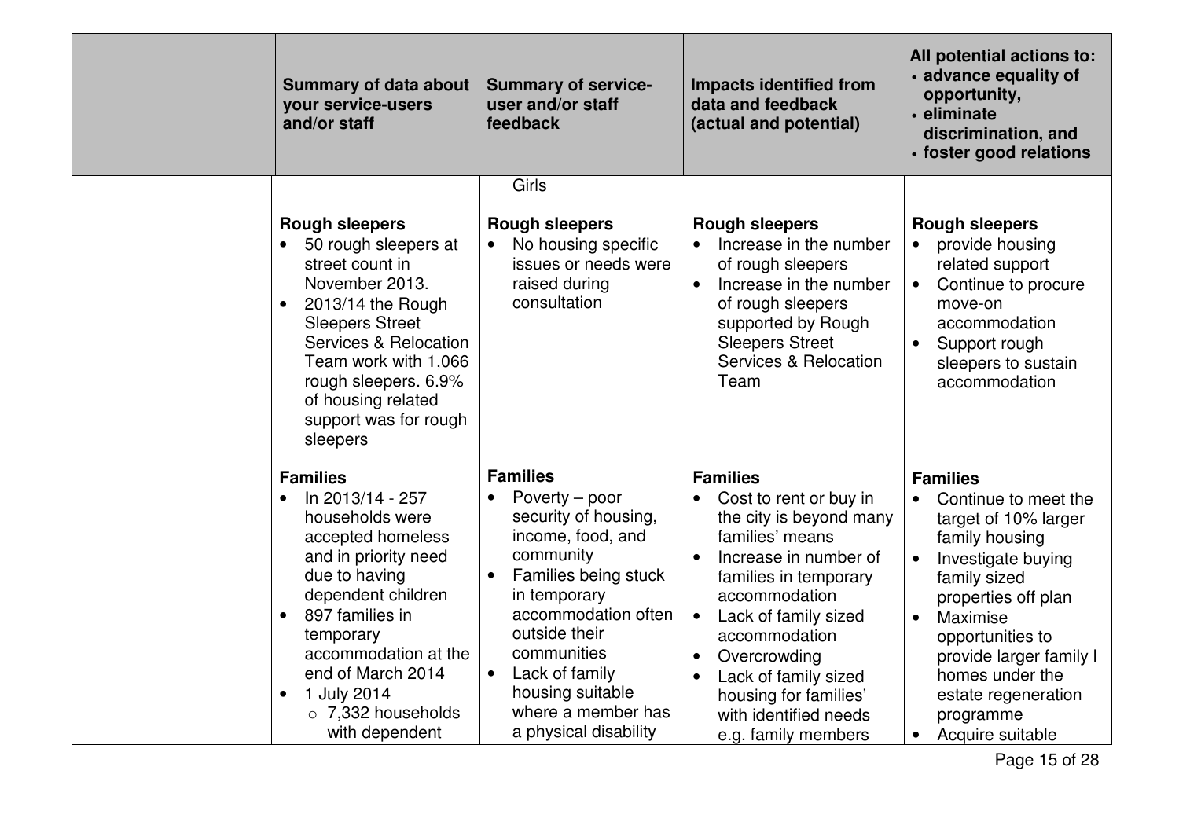| | Summary of data about your service-users and/or staff | Summary of service-user and/or staff feedback | Impacts identified from data and feedback (actual and potential) | All potential actions to: • advance equality of opportunity, • eliminate discrimination, and • foster good relations |
|---|---|---|---|---|
| | | Girls | | |
| | **Rough sleepers**<br>• 50 rough sleepers at street count in November 2013.<br>• 2013/14 the Rough Sleepers Street Services & Relocation Team work with 1,066 rough sleepers. 6.9% of housing related support was for rough sleepers | **Rough sleepers**<br>• No housing specific issues or needs were raised during consultation | **Rough sleepers**<br>• Increase in the number of rough sleepers<br>• Increase in the number of rough sleepers supported by Rough Sleepers Street Services & Relocation Team | **Rough sleepers**<br>• provide housing related support<br>• Continue to procure move-on accommodation<br>• Support rough sleepers to sustain accommodation |
| | **Families**<br>• In 2013/14 - 257 households were accepted homeless and in priority need due to having dependent children<br>• 897 families in temporary accommodation at the end of March 2014<br>• 1 July 2014<br>  ○ 7,332 households with dependent | **Families**<br>• Poverty – poor security of housing, income, food, and community<br>• Families being stuck in temporary accommodation often outside their communities<br>• Lack of family housing suitable where a member has a physical disability | **Families**<br>• Cost to rent or buy in the city is beyond many families' means<br>• Increase in number of families in temporary accommodation<br>• Lack of family sized accommodation<br>• Overcrowding<br>• Lack of family sized housing for families' with identified needs e.g. family members | **Families**<br>• Continue to meet the target of 10% larger family housing<br>• Investigate buying family sized properties off plan<br>• Maximise opportunities to provide larger family l homes under the estate regeneration programme<br>• Acquire suitable |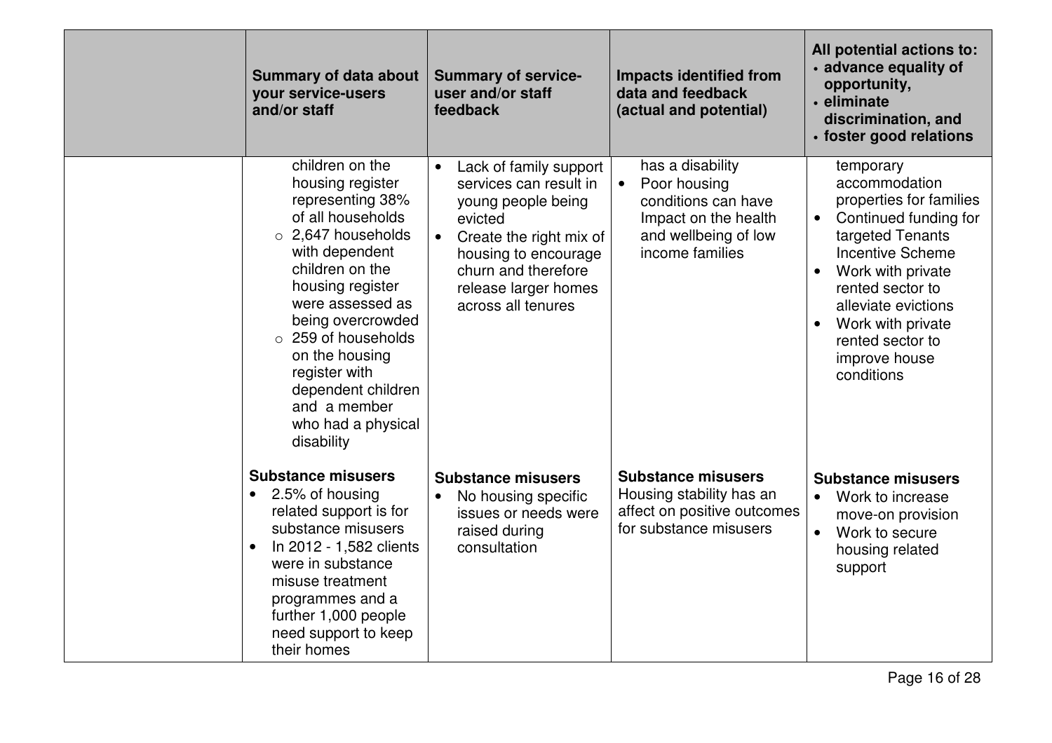| | Summary of data about your service-users and/or staff | Summary of service-user and/or staff feedback | Impacts identified from data and feedback (actual and potential) | All potential actions to: • advance equality of opportunity, • eliminate discrimination, and • foster good relations |
|---|---|---|---|---|
| | children on the housing register representing 38% of all households<br>○ 2,647 households with dependent children on the housing register were assessed as being overcrowded<br>○ 259 of households on the housing register with dependent children and a member who had a physical disability | • Lack of family support services can result in young people being evicted<br>• Create the right mix of housing to encourage churn and therefore release larger homes across all tenures | has a disability<br>• Poor housing conditions can have Impact on the health and wellbeing of low income families | temporary accommodation properties for families<br>• Continued funding for targeted Tenants Incentive Scheme<br>• Work with private rented sector to alleviate evictions<br>• Work with private rented sector to improve house conditions |
| | **Substance misusers**<br>• 2.5% of housing related support is for substance misusers<br>• In 2012 - 1,582 clients were in substance misuse treatment programmes and a further 1,000 people need support to keep their homes | **Substance misusers**<br>• No housing specific issues or needs were raised during consultation | **Substance misusers**<br>Housing stability has an affect on positive outcomes for substance misusers | **Substance misusers**<br>• Work to increase move-on provision<br>• Work to secure housing related support |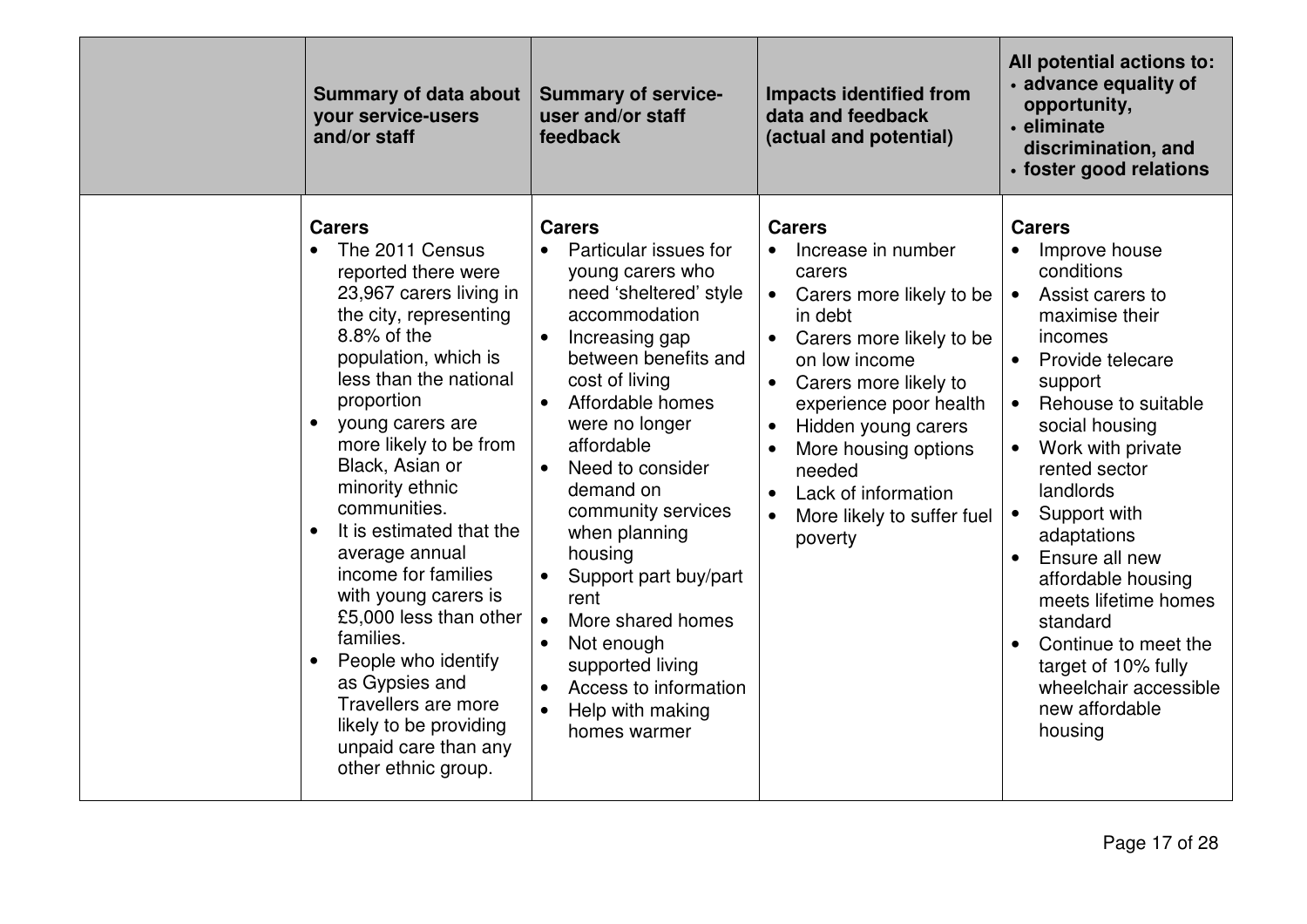| | Summary of data about your service-users and/or staff | Summary of service-user and/or staff feedback | Impacts identified from data and feedback (actual and potential) | All potential actions to: • advance equality of opportunity, • eliminate discrimination, and • foster good relations |
|---|---|---|---|---|
| | **Carers**<br>• The 2011 Census reported there were 23,967 carers living in the city, representing 8.8% of the population, which is less than the national proportion<br>• young carers are more likely to be from Black, Asian or minority ethnic communities.<br>• It is estimated that the average annual income for families with young carers is £5,000 less than other families.<br>• People who identify as Gypsies and Travellers are more likely to be providing unpaid care than any other ethnic group. | **Carers**<br>• Particular issues for young carers who need 'sheltered' style accommodation<br>• Increasing gap between benefits and cost of living<br>• Affordable homes were no longer affordable<br>• Need to consider demand on community services when planning housing<br>• Support part buy/part rent<br>• More shared homes<br>• Not enough supported living<br>• Access to information<br>• Help with making homes warmer | **Carers**<br>• Increase in number carers<br>• Carers more likely to be in debt<br>• Carers more likely to be on low income<br>• Carers more likely to experience poor health<br>• Hidden young carers<br>• More housing options needed<br>• Lack of information<br>• More likely to suffer fuel poverty | **Carers**<br>• Improve house conditions<br>• Assist carers to maximise their incomes<br>• Provide telecare support<br>• Rehouse to suitable social housing<br>• Work with private rented sector landlords<br>• Support with adaptations<br>• Ensure all new affordable housing meets lifetime homes standard<br>• Continue to meet the target of 10% fully wheelchair accessible new affordable housing |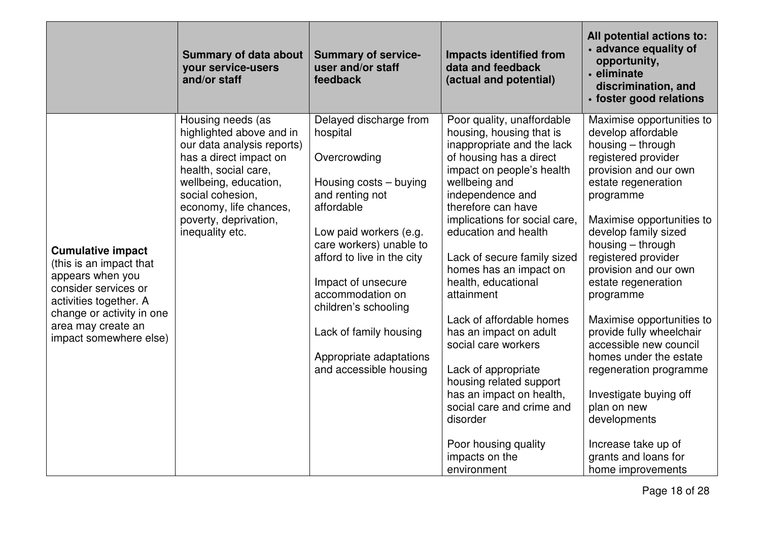| | Summary of data about your service-users and/or staff | Summary of service-user and/or staff feedback | Impacts identified from data and feedback (actual and potential) | All potential actions to:<br>• advance equality of opportunity,<br>• eliminate discrimination, and<br>• foster good relations |
|---|---|---|---|---|
| **Cumulative impact** (this is an impact that appears when you consider services or activities together. A change or activity in one area may create an impact somewhere else) | Housing needs (as highlighted above and in our data analysis reports) has a direct impact on health, social care, wellbeing, education, social cohesion, economy, life chances, poverty, deprivation, inequality etc. | Delayed discharge from hospital<br><br>Overcrowding<br><br>Housing costs – buying and renting not affordable<br><br>Low paid workers (e.g. care workers) unable to afford to live in the city<br><br>Impact of unsecure accommodation on children's schooling<br><br>Lack of family housing<br><br>Appropriate adaptations and accessible housing | Poor quality, unaffordable housing, housing that is inappropriate and the lack of housing has a direct impact on people's health wellbeing and independence and therefore can have implications for social care, education and health<br><br>Lack of secure family sized homes has an impact on health, educational attainment<br><br>Lack of affordable homes has an impact on adult social care workers<br><br>Lack of appropriate housing related support has an impact on health, social care and crime and disorder<br><br>Poor housing quality impacts on the environment | Maximise opportunities to develop affordable housing – through registered provider provision and our own estate regeneration programme<br><br>Maximise opportunities to develop family sized housing – through registered provider provision and our own estate regeneration programme<br><br>Maximise opportunities to provide fully wheelchair accessible new council homes under the estate regeneration programme<br><br>Investigate buying off plan on new developments<br><br>Increase take up of grants and loans for home improvements |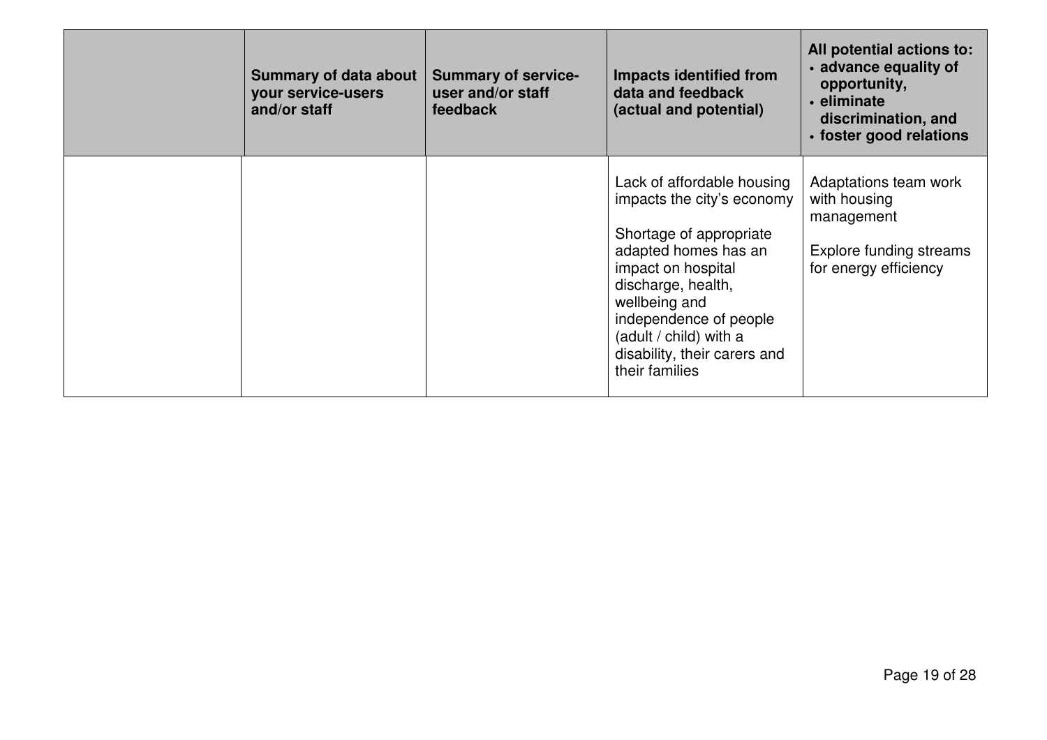| | Summary of data about your service-users and/or staff | Summary of service-user and/or staff feedback | Impacts identified from data and feedback (actual and potential) | All potential actions to: • advance equality of opportunity, • eliminate discrimination, and • foster good relations |
|---|---|---|---|---|
| | | | Lack of affordable housing impacts the city's economy<br><br>Shortage of appropriate adapted homes has an impact on hospital discharge, health, wellbeing and independence of people (adult / child) with a disability, their carers and their families | Adaptations team work with housing management<br><br>Explore funding streams for energy efficiency |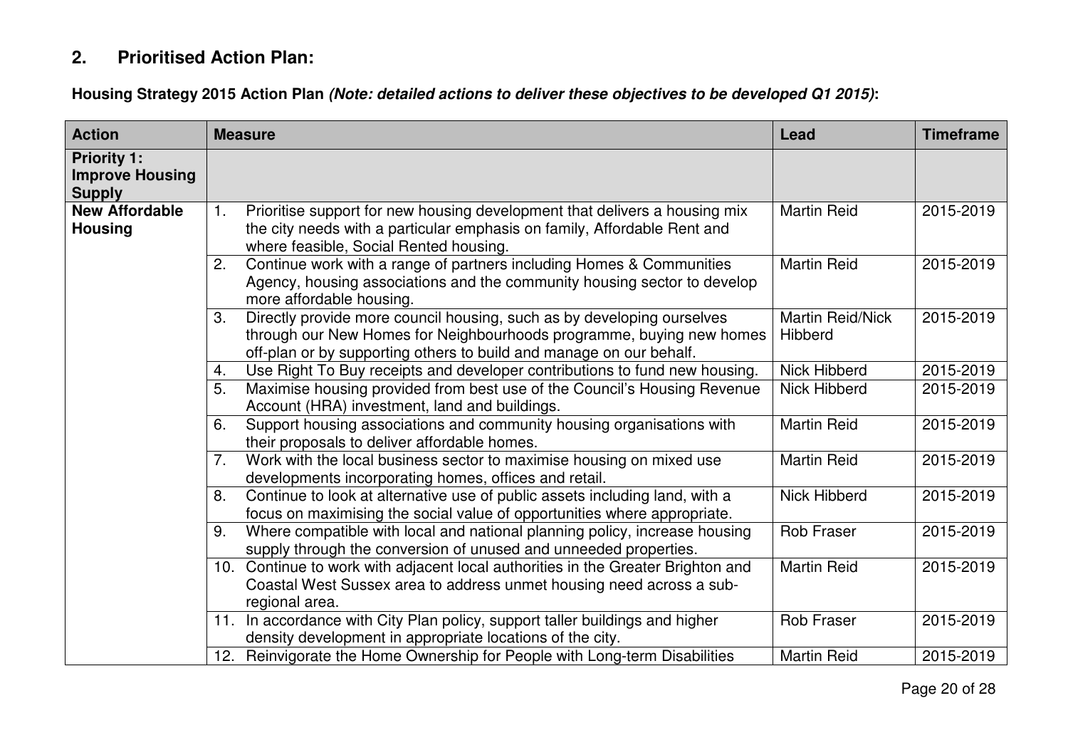## 2. Prioritised Action Plan:

**Housing Strategy 2015 Action Plan *(Note: detailed actions to deliver these objectives to be developed Q1 2015)*:**

| Action | Measure | Lead | Timeframe |
|---|---|---|---|
| **Priority 1: Improve Housing Supply** | | | |
| **New Affordable Housing** | 1. Prioritise support for new housing development that delivers a housing mix the city needs with a particular emphasis on family, Affordable Rent and where feasible, Social Rented housing. | Martin Reid | 2015-2019 |
| | 2. Continue work with a range of partners including Homes & Communities Agency, housing associations and the community housing sector to develop more affordable housing. | Martin Reid | 2015-2019 |
| | 3. Directly provide more council housing, such as by developing ourselves through our New Homes for Neighbourhoods programme, buying new homes off-plan or by supporting others to build and manage on our behalf. | Martin Reid/Nick Hibberd | 2015-2019 |
| | 4. Use Right To Buy receipts and developer contributions to fund new housing. | Nick Hibberd | 2015-2019 |
| | 5. Maximise housing provided from best use of the Council's Housing Revenue Account (HRA) investment, land and buildings. | Nick Hibberd | 2015-2019 |
| | 6. Support housing associations and community housing organisations with their proposals to deliver affordable homes. | Martin Reid | 2015-2019 |
| | 7. Work with the local business sector to maximise housing on mixed use developments incorporating homes, offices and retail. | Martin Reid | 2015-2019 |
| | 8. Continue to look at alternative use of public assets including land, with a focus on maximising the social value of opportunities where appropriate. | Nick Hibberd | 2015-2019 |
| | 9. Where compatible with local and national planning policy, increase housing supply through the conversion of unused and unneeded properties. | Rob Fraser | 2015-2019 |
| | 10. Continue to work with adjacent local authorities in the Greater Brighton and Coastal West Sussex area to address unmet housing need across a sub-regional area. | Martin Reid | 2015-2019 |
| | 11. In accordance with City Plan policy, support taller buildings and higher density development in appropriate locations of the city. | Rob Fraser | 2015-2019 |
| | 12. Reinvigorate the Home Ownership for People with Long-term Disabilities | Martin Reid | 2015-2019 |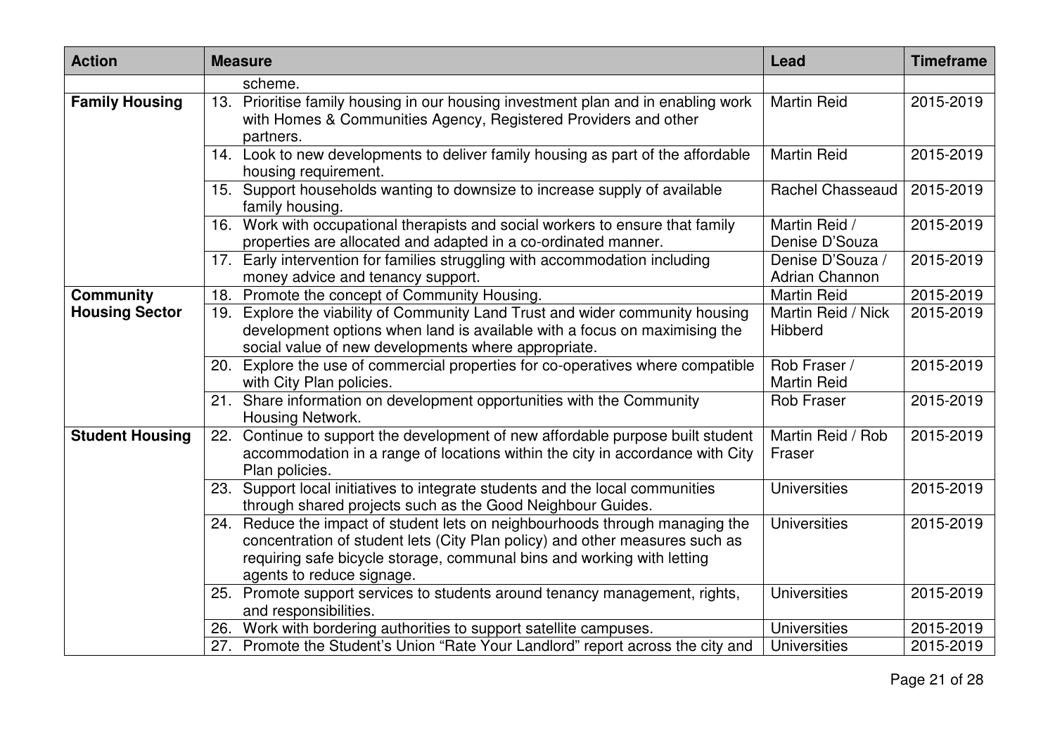| Action | Measure | Lead | Timeframe |
|---|---|---|---|
| | scheme. | | |
| Family Housing | 13. Prioritise family housing in our housing investment plan and in enabling work with Homes & Communities Agency, Registered Providers and other partners. | Martin Reid | 2015-2019 |
| | 14. Look to new developments to deliver family housing as part of the affordable housing requirement. | Martin Reid | 2015-2019 |
| | 15. Support households wanting to downsize to increase supply of available family housing. | Rachel Chasseaud | 2015-2019 |
| | 16. Work with occupational therapists and social workers to ensure that family properties are allocated and adapted in a co-ordinated manner. | Martin Reid / Denise D'Souza | 2015-2019 |
| | 17. Early intervention for families struggling with accommodation including money advice and tenancy support. | Denise D'Souza / Adrian Channon | 2015-2019 |
| Community Housing Sector | 18. Promote the concept of Community Housing. | Martin Reid | 2015-2019 |
| | 19. Explore the viability of Community Land Trust and wider community housing development options when land is available with a focus on maximising the social value of new developments where appropriate. | Martin Reid / Nick Hibberd | 2015-2019 |
| | 20. Explore the use of commercial properties for co-operatives where compatible with City Plan policies. | Rob Fraser / Martin Reid | 2015-2019 |
| | 21. Share information on development opportunities with the Community Housing Network. | Rob Fraser | 2015-2019 |
| Student Housing | 22. Continue to support the development of new affordable purpose built student accommodation in a range of locations within the city in accordance with City Plan policies. | Martin Reid / Rob Fraser | 2015-2019 |
| | 23. Support local initiatives to integrate students and the local communities through shared projects such as the Good Neighbour Guides. | Universities | 2015-2019 |
| | 24. Reduce the impact of student lets on neighbourhoods through managing the concentration of student lets (City Plan policy) and other measures such as requiring safe bicycle storage, communal bins and working with letting agents to reduce signage. | Universities | 2015-2019 |
| | 25. Promote support services to students around tenancy management, rights, and responsibilities. | Universities | 2015-2019 |
| | 26. Work with bordering authorities to support satellite campuses. | Universities | 2015-2019 |
| | 27. Promote the Student's Union "Rate Your Landlord" report across the city and | Universities | 2015-2019 |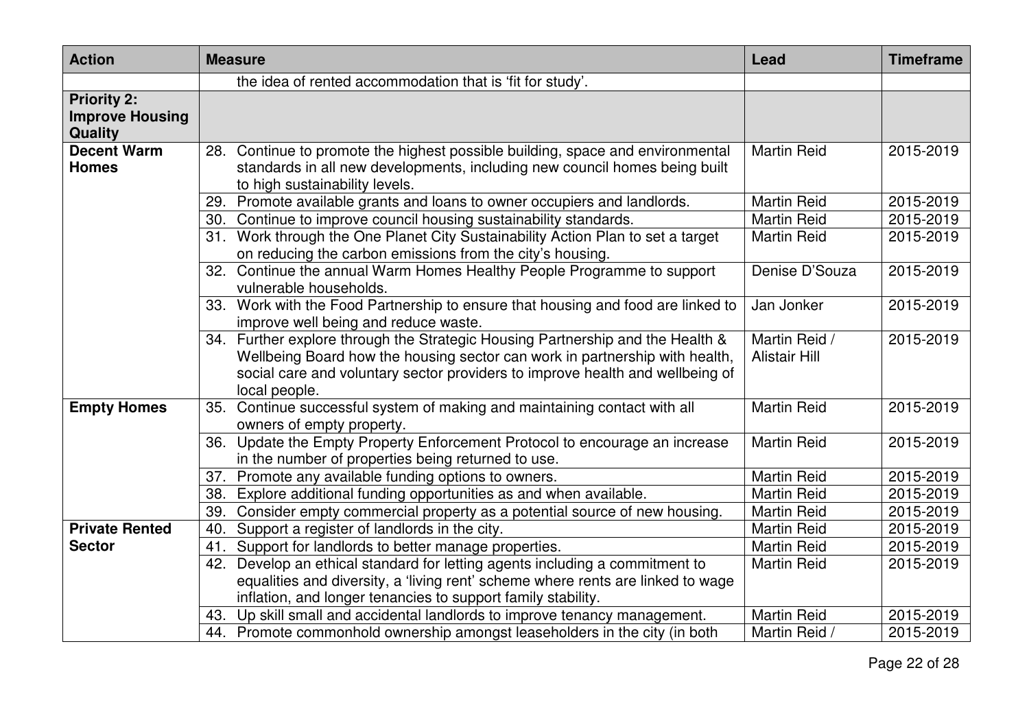| Action | Measure | Lead | Timeframe |
|---|---|---|---|
| | the idea of rented accommodation that is 'fit for study'. | | |
| **Priority 2: Improve Housing Quality** | | | |
| **Decent Warm Homes** | 28. Continue to promote the highest possible building, space and environmental standards in all new developments, including new council homes being built to high sustainability levels. | Martin Reid | 2015-2019 |
| | 29. Promote available grants and loans to owner occupiers and landlords. | Martin Reid | 2015-2019 |
| | 30. Continue to improve council housing sustainability standards. | Martin Reid | 2015-2019 |
| | 31. Work through the One Planet City Sustainability Action Plan to set a target on reducing the carbon emissions from the city's housing. | Martin Reid | 2015-2019 |
| | 32. Continue the annual Warm Homes Healthy People Programme to support vulnerable households. | Denise D'Souza | 2015-2019 |
| | 33. Work with the Food Partnership to ensure that housing and food are linked to improve well being and reduce waste. | Jan Jonker | 2015-2019 |
| | 34. Further explore through the Strategic Housing Partnership and the Health & Wellbeing Board how the housing sector can work in partnership with health, social care and voluntary sector providers to improve health and wellbeing of local people. | Martin Reid / Alistair Hill | 2015-2019 |
| **Empty Homes** | 35. Continue successful system of making and maintaining contact with all owners of empty property. | Martin Reid | 2015-2019 |
| | 36. Update the Empty Property Enforcement Protocol to encourage an increase in the number of properties being returned to use. | Martin Reid | 2015-2019 |
| | 37. Promote any available funding options to owners. | Martin Reid | 2015-2019 |
| | 38. Explore additional funding opportunities as and when available. | Martin Reid | 2015-2019 |
| | 39. Consider empty commercial property as a potential source of new housing. | Martin Reid | 2015-2019 |
| **Private Rented Sector** | 40. Support a register of landlords in the city. | Martin Reid | 2015-2019 |
| | 41. Support for landlords to better manage properties. | Martin Reid | 2015-2019 |
| | 42. Develop an ethical standard for letting agents including a commitment to equalities and diversity, a 'living rent' scheme where rents are linked to wage inflation, and longer tenancies to support family stability. | Martin Reid | 2015-2019 |
| | 43. Up skill small and accidental landlords to improve tenancy management. | Martin Reid | 2015-2019 |
| | 44. Promote commonhold ownership amongst leaseholders in the city (in both | Martin Reid / | 2015-2019 |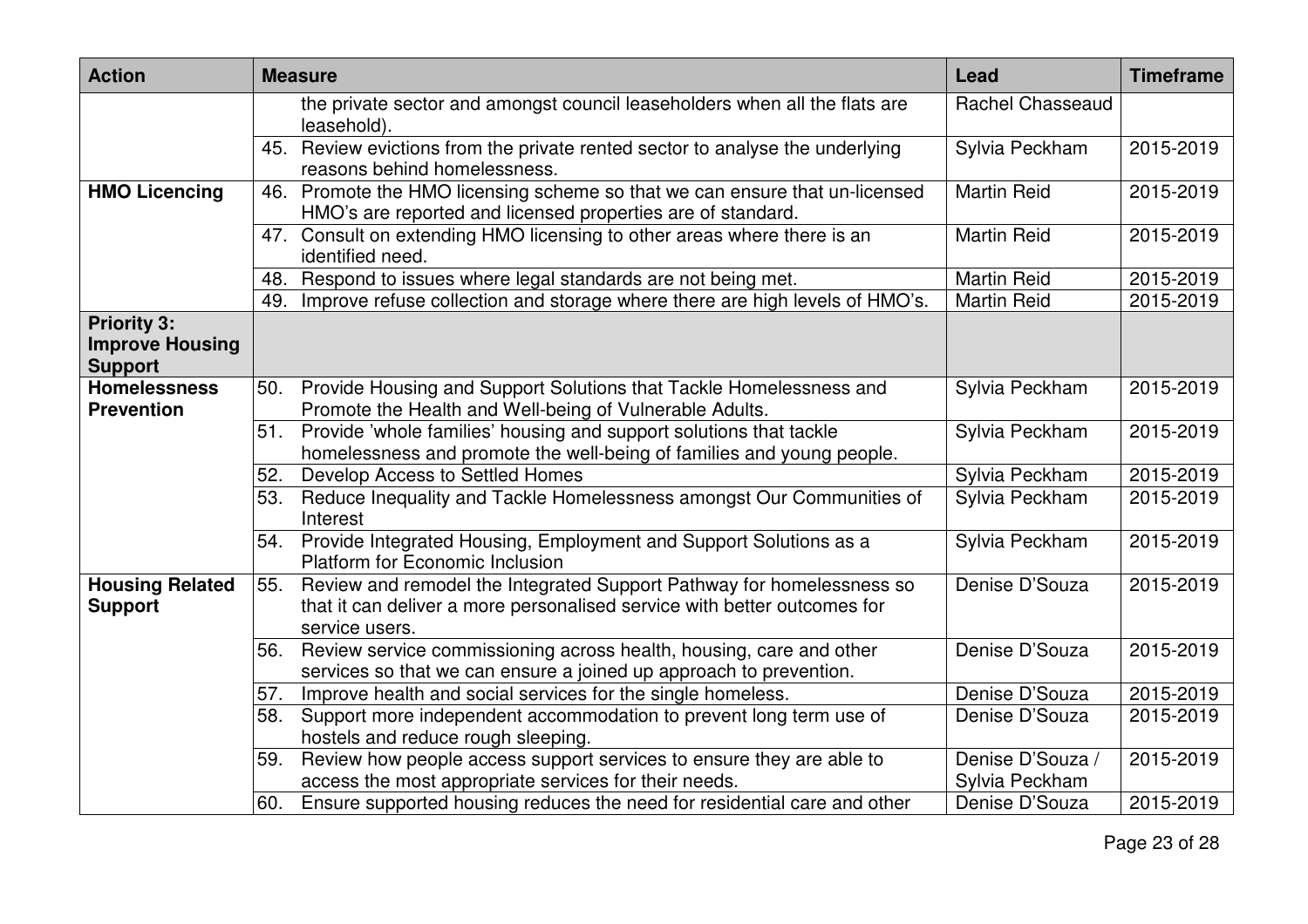| Action | Measure | Lead | Timeframe |
|---|---|---|---|
| | the private sector and amongst council leaseholders when all the flats are leasehold). | Rachel Chasseaud | |
| | 45. Review evictions from the private rented sector to analyse the underlying reasons behind homelessness. | Sylvia Peckham | 2015-2019 |
| **HMO Licencing** | 46. Promote the HMO licensing scheme so that we can ensure that un-licensed HMO's are reported and licensed properties are of standard. | Martin Reid | 2015-2019 |
| | 47. Consult on extending HMO licensing to other areas where there is an identified need. | Martin Reid | 2015-2019 |
| | 48. Respond to issues where legal standards are not being met. | Martin Reid | 2015-2019 |
| | 49. Improve refuse collection and storage where there are high levels of HMO's. | Martin Reid | 2015-2019 |
| **Priority 3: Improve Housing Support** | | | |
| **Homelessness Prevention** | 50. Provide Housing and Support Solutions that Tackle Homelessness and Promote the Health and Well-being of Vulnerable Adults. | Sylvia Peckham | 2015-2019 |
| | 51. Provide 'whole families' housing and support solutions that tackle homelessness and promote the well-being of families and young people. | Sylvia Peckham | 2015-2019 |
| | 52. Develop Access to Settled Homes | Sylvia Peckham | 2015-2019 |
| | 53. Reduce Inequality and Tackle Homelessness amongst Our Communities of Interest | Sylvia Peckham | 2015-2019 |
| | 54. Provide Integrated Housing, Employment and Support Solutions as a Platform for Economic Inclusion | Sylvia Peckham | 2015-2019 |
| **Housing Related Support** | 55. Review and remodel the Integrated Support Pathway for homelessness so that it can deliver a more personalised service with better outcomes for service users. | Denise D'Souza | 2015-2019 |
| | 56. Review service commissioning across health, housing, care and other services so that we can ensure a joined up approach to prevention. | Denise D'Souza | 2015-2019 |
| | 57. Improve health and social services for the single homeless. | Denise D'Souza | 2015-2019 |
| | 58. Support more independent accommodation to prevent long term use of hostels and reduce rough sleeping. | Denise D'Souza | 2015-2019 |
| | 59. Review how people access support services to ensure they are able to access the most appropriate services for their needs. | Denise D'Souza / Sylvia Peckham | 2015-2019 |
| | 60. Ensure supported housing reduces the need for residential care and other | Denise D'Souza | 2015-2019 |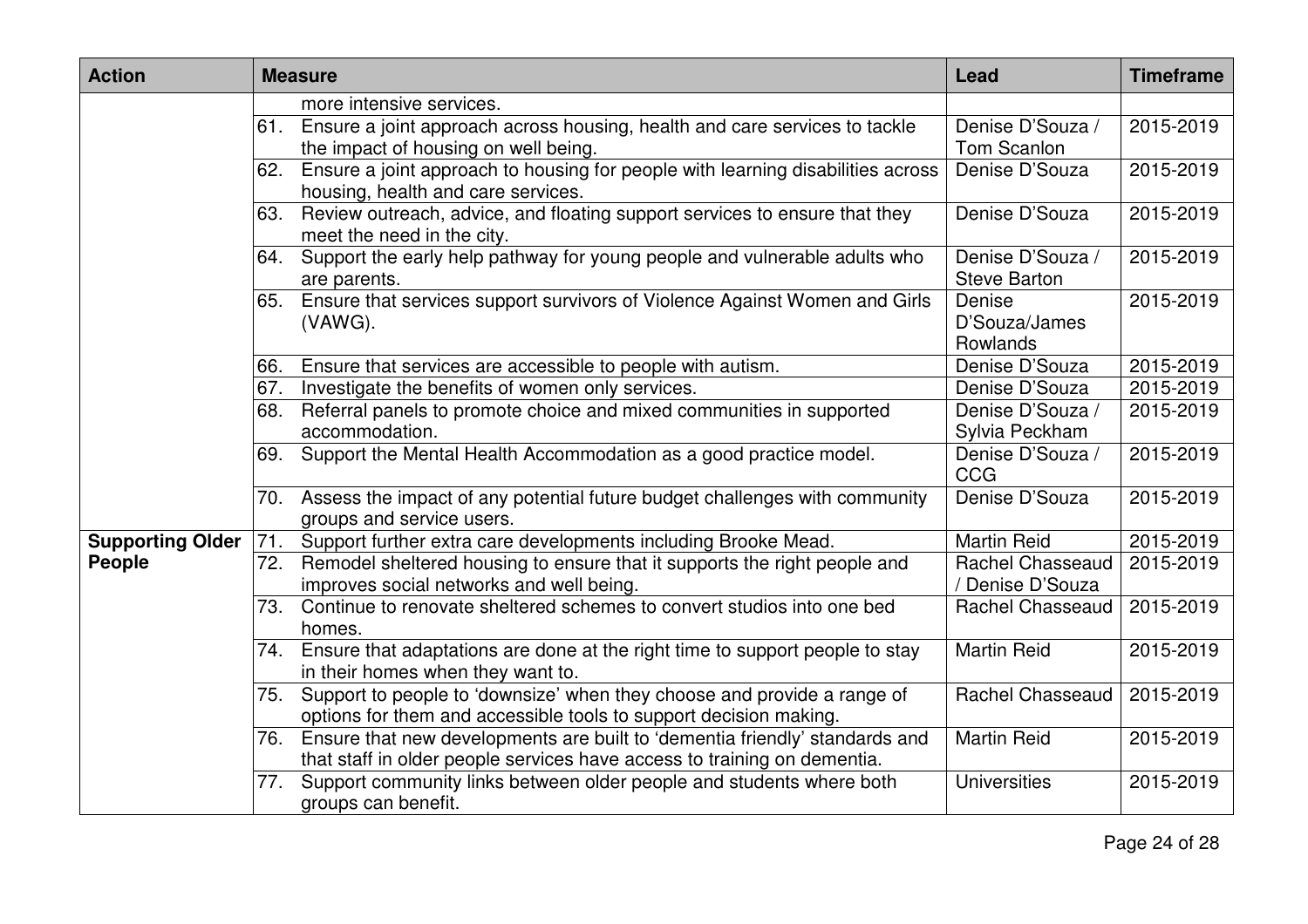| Action | Measure | Lead | Timeframe |
|---|---|---|---|
| | more intensive services. | | |
| | 61. Ensure a joint approach across housing, health and care services to tackle the impact of housing on well being. | Denise D'Souza / Tom Scanlon | 2015-2019 |
| | 62. Ensure a joint approach to housing for people with learning disabilities across housing, health and care services. | Denise D'Souza | 2015-2019 |
| | 63. Review outreach, advice, and floating support services to ensure that they meet the need in the city. | Denise D'Souza | 2015-2019 |
| | 64. Support the early help pathway for young people and vulnerable adults who are parents. | Denise D'Souza / Steve Barton | 2015-2019 |
| | 65. Ensure that services support survivors of Violence Against Women and Girls (VAWG). | Denise D'Souza/James Rowlands | 2015-2019 |
| | 66. Ensure that services are accessible to people with autism. | Denise D'Souza | 2015-2019 |
| | 67. Investigate the benefits of women only services. | Denise D'Souza | 2015-2019 |
| | 68. Referral panels to promote choice and mixed communities in supported accommodation. | Denise D'Souza / Sylvia Peckham | 2015-2019 |
| | 69. Support the Mental Health Accommodation as a good practice model. | Denise D'Souza / CCG | 2015-2019 |
| | 70. Assess the impact of any potential future budget challenges with community groups and service users. | Denise D'Souza | 2015-2019 |
| **Supporting Older People** | 71. Support further extra care developments including Brooke Mead. | Martin Reid | 2015-2019 |
| | 72. Remodel sheltered housing to ensure that it supports the right people and improves social networks and well being. | Rachel Chasseaud / Denise D'Souza | 2015-2019 |
| | 73. Continue to renovate sheltered schemes to convert studios into one bed homes. | Rachel Chasseaud | 2015-2019 |
| | 74. Ensure that adaptations are done at the right time to support people to stay in their homes when they want to. | Martin Reid | 2015-2019 |
| | 75. Support to people to 'downsize' when they choose and provide a range of options for them and accessible tools to support decision making. | Rachel Chasseaud | 2015-2019 |
| | 76. Ensure that new developments are built to 'dementia friendly' standards and that staff in older people services have access to training on dementia. | Martin Reid | 2015-2019 |
| | 77. Support community links between older people and students where both groups can benefit. | Universities | 2015-2019 |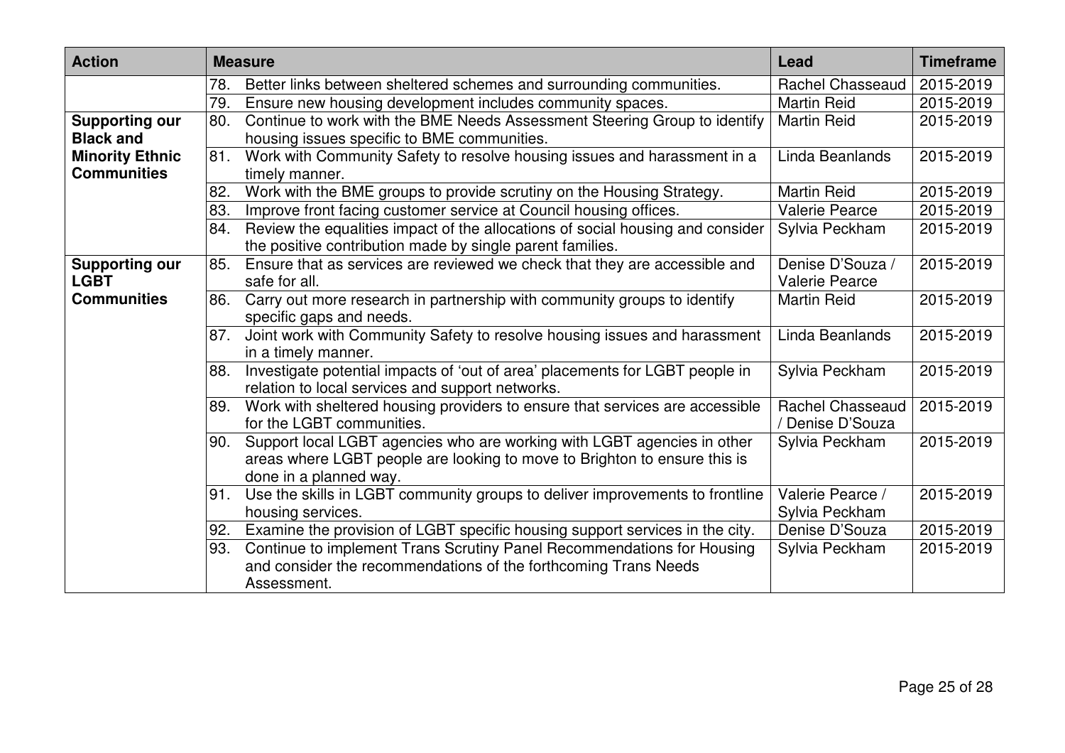| Action | Measure | Lead | Timeframe |
|---|---|---|---|
| | 78. Better links between sheltered schemes and surrounding communities. | Rachel Chasseaud | 2015-2019 |
| | 79. Ensure new housing development includes community spaces. | Martin Reid | 2015-2019 |
| **Supporting our Black and Minority Ethnic Communities** | 80. Continue to work with the BME Needs Assessment Steering Group to identify housing issues specific to BME communities. | Martin Reid | 2015-2019 |
| | 81. Work with Community Safety to resolve housing issues and harassment in a timely manner. | Linda Beanlands | 2015-2019 |
| | 82. Work with the BME groups to provide scrutiny on the Housing Strategy. | Martin Reid | 2015-2019 |
| | 83. Improve front facing customer service at Council housing offices. | Valerie Pearce | 2015-2019 |
| | 84. Review the equalities impact of the allocations of social housing and consider the positive contribution made by single parent families. | Sylvia Peckham | 2015-2019 |
| **Supporting our LGBT Communities** | 85. Ensure that as services are reviewed we check that they are accessible and safe for all. | Denise D'Souza / Valerie Pearce | 2015-2019 |
| | 86. Carry out more research in partnership with community groups to identify specific gaps and needs. | Martin Reid | 2015-2019 |
| | 87. Joint work with Community Safety to resolve housing issues and harassment in a timely manner. | Linda Beanlands | 2015-2019 |
| | 88. Investigate potential impacts of 'out of area' placements for LGBT people in relation to local services and support networks. | Sylvia Peckham | 2015-2019 |
| | 89. Work with sheltered housing providers to ensure that services are accessible for the LGBT communities. | Rachel Chasseaud / Denise D'Souza | 2015-2019 |
| | 90. Support local LGBT agencies who are working with LGBT agencies in other areas where LGBT people are looking to move to Brighton to ensure this is done in a planned way. | Sylvia Peckham | 2015-2019 |
| | 91. Use the skills in LGBT community groups to deliver improvements to frontline housing services. | Valerie Pearce / Sylvia Peckham | 2015-2019 |
| | 92. Examine the provision of LGBT specific housing support services in the city. | Denise D'Souza | 2015-2019 |
| | 93. Continue to implement Trans Scrutiny Panel Recommendations for Housing and consider the recommendations of the forthcoming Trans Needs Assessment. | Sylvia Peckham | 2015-2019 |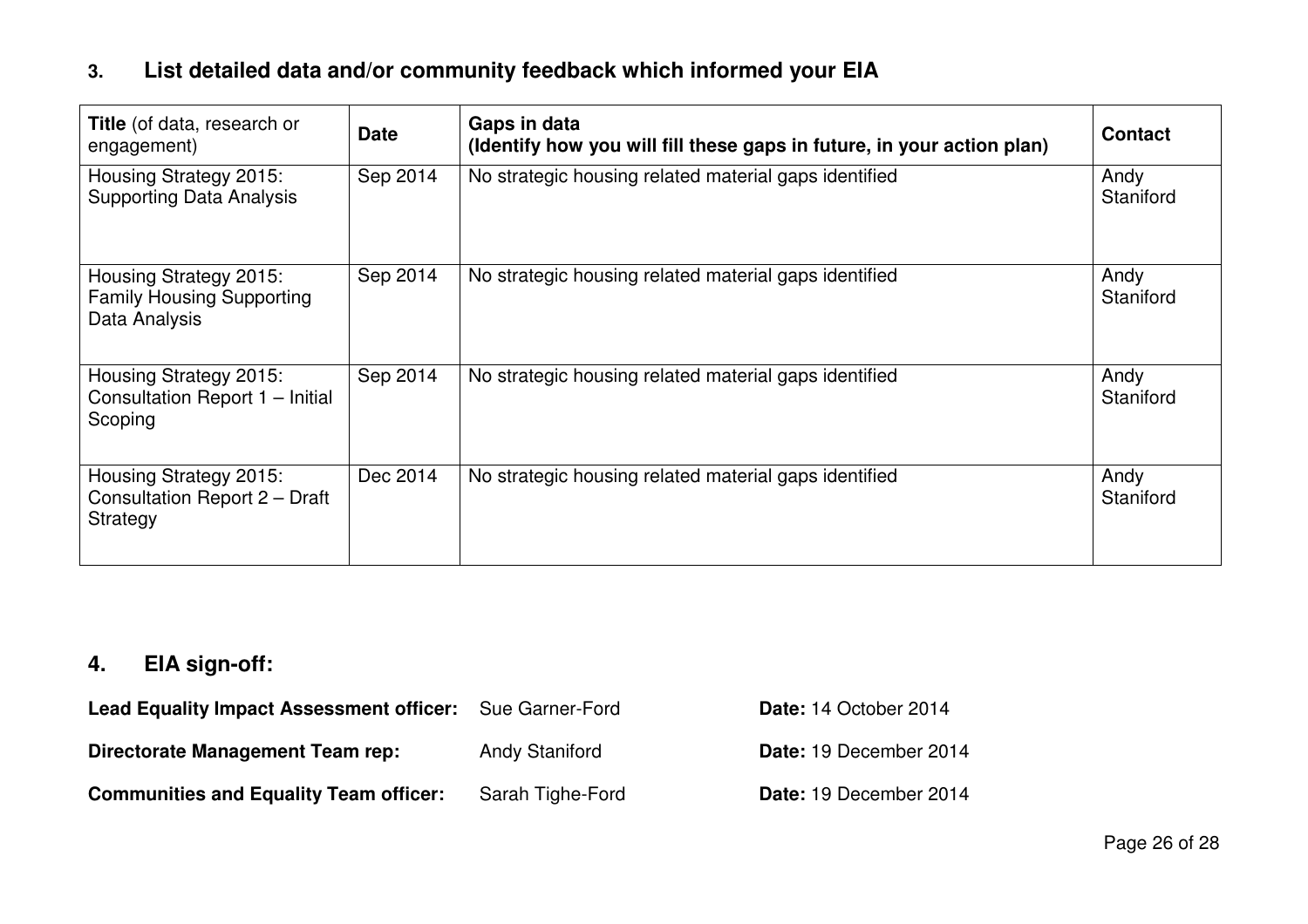## 3. List detailed data and/or community feedback which informed your EIA

| **Title** (of data, research or engagement) | **Date** | **Gaps in data (Identify how you will fill these gaps in future, in your action plan)** | **Contact** |
|---|---|---|---|
| Housing Strategy 2015: Supporting Data Analysis | Sep 2014 | No strategic housing related material gaps identified | Andy Staniford |
| Housing Strategy 2015: Family Housing Supporting Data Analysis | Sep 2014 | No strategic housing related material gaps identified | Andy Staniford |
| Housing Strategy 2015: Consultation Report 1 – Initial Scoping | Sep 2014 | No strategic housing related material gaps identified | Andy Staniford |
| Housing Strategy 2015: Consultation Report 2 – Draft Strategy | Dec 2014 | No strategic housing related material gaps identified | Andy Staniford |

## 4. EIA sign-off:

**Lead Equality Impact Assessment officer:** Sue Garner-Ford **Date:** 14 October 2014

**Directorate Management Team rep:** Andy Staniford **Date:** 19 December 2014

**Communities and Equality Team officer:** Sarah Tighe-Ford **Date:** 19 December 2014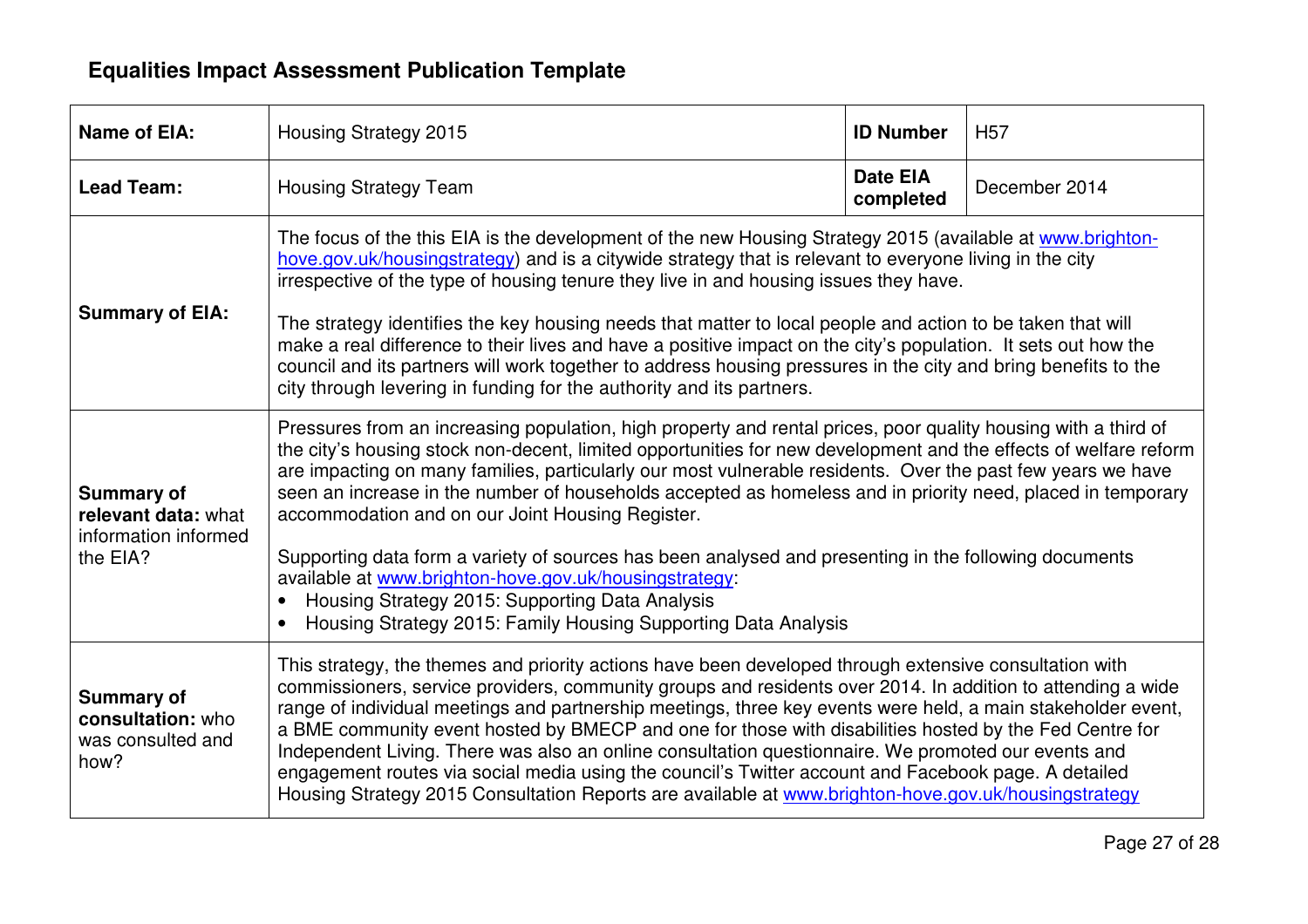# Equalities Impact Assessment Publication Template

| | | | |
|---|---|---|---|
| **Name of EIA:** | Housing Strategy 2015 | **ID Number** | H57 |
| **Lead Team:** | Housing Strategy Team | **Date EIA completed** | December 2014 |
| **Summary of EIA:** | The focus of the this EIA is the development of the new Housing Strategy 2015 (available at [www.brighton-hove.gov.uk/housingstrategy](www.brighton-hove.gov.uk/housingstrategy)) and is a citywide strategy that is relevant to everyone living in the city irrespective of the type of housing tenure they live in and housing issues they have.<br><br>The strategy identifies the key housing needs that matter to local people and action to be taken that will make a real difference to their lives and have a positive impact on the city's population. It sets out how the council and its partners will work together to address housing pressures in the city and bring benefits to the city through levering in funding for the authority and its partners. | | |
| **Summary of relevant data:** what information informed the EIA? | Pressures from an increasing population, high property and rental prices, poor quality housing with a third of the city's housing stock non-decent, limited opportunities for new development and the effects of welfare reform are impacting on many families, particularly our most vulnerable residents. Over the past few years we have seen an increase in the number of households accepted as homeless and in priority need, placed in temporary accommodation and on our Joint Housing Register.<br><br>Supporting data form a variety of sources has been analysed and presenting in the following documents available at [www.brighton-hove.gov.uk/housingstrategy](www.brighton-hove.gov.uk/housingstrategy):<br>• Housing Strategy 2015: Supporting Data Analysis<br>• Housing Strategy 2015: Family Housing Supporting Data Analysis | | |
| **Summary of consultation:** who was consulted and how? | This strategy, the themes and priority actions have been developed through extensive consultation with commissioners, service providers, community groups and residents over 2014. In addition to attending a wide range of individual meetings and partnership meetings, three key events were held, a main stakeholder event, a BME community event hosted by BMECP and one for those with disabilities hosted by the Fed Centre for Independent Living. There was also an online consultation questionnaire. We promoted our events and engagement routes via social media using the council's Twitter account and Facebook page. A detailed Housing Strategy 2015 Consultation Reports are available at [www.brighton-hove.gov.uk/housingstrategy](www.brighton-hove.gov.uk/housingstrategy) | | |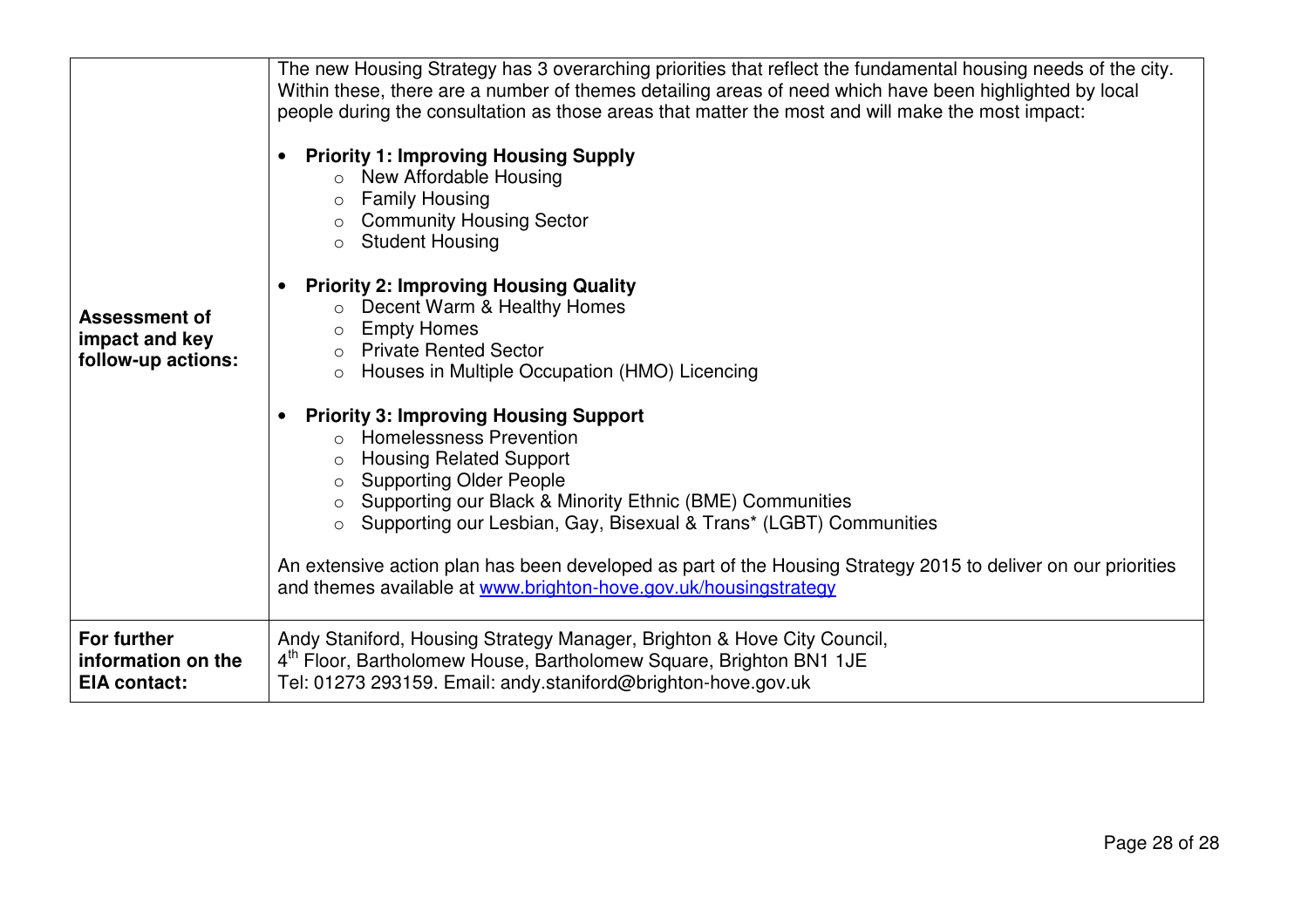| | |
|---|---|
| **Assessment of impact and key follow-up actions:** | The new Housing Strategy has 3 overarching priorities that reflect the fundamental housing needs of the city. Within these, there are a number of themes detailing areas of need which have been highlighted by local people during the consultation as those areas that matter the most and will make the most impact:<br><br>• **Priority 1: Improving Housing Supply**<br>  ○ New Affordable Housing<br>  ○ Family Housing<br>  ○ Community Housing Sector<br>  ○ Student Housing<br><br>• **Priority 2: Improving Housing Quality**<br>  ○ Decent Warm & Healthy Homes<br>  ○ Empty Homes<br>  ○ Private Rented Sector<br>  ○ Houses in Multiple Occupation (HMO) Licencing<br><br>• **Priority 3: Improving Housing Support**<br>  ○ Homelessness Prevention<br>  ○ Housing Related Support<br>  ○ Supporting Older People<br>  ○ Supporting our Black & Minority Ethnic (BME) Communities<br>  ○ Supporting our Lesbian, Gay, Bisexual & Trans* (LGBT) Communities<br><br>An extensive action plan has been developed as part of the Housing Strategy 2015 to deliver on our priorities and themes available at [www.brighton-hove.gov.uk/housingstrategy](http://www.brighton-hove.gov.uk/housingstrategy) |
| **For further information on the EIA contact:** | Andy Staniford, Housing Strategy Manager, Brighton & Hove City Council,<br>4th Floor, Bartholomew House, Bartholomew Square, Brighton BN1 1JE<br>Tel: 01273 293159. Email: andy.staniford@brighton-hove.gov.uk |